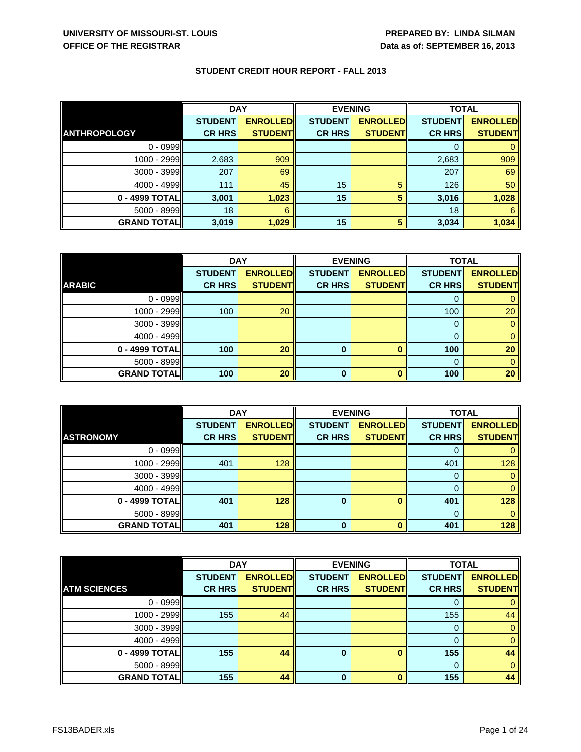**UNIVERSITY OF MISSOURI-ST. LOUIS**
**OFFICE OF THE REGISTRAR**

**PREPARED BY: LINDA SILMAN**
**Data as of: SEPTEMBER 16, 2013**

## STUDENT CREDIT HOUR REPORT - FALL 2013

| | DAY | | EVENING | | TOTAL | |
|---|---|---|---|---|---|---|
| **ANTHROPOLOGY** | **STUDENT CR HRS** | **ENROLLED STUDENT** | **STUDENT CR HRS** | **ENROLLED STUDENT** | **STUDENT CR HRS** | **ENROLLED STUDENT** |
| 0 - 0999 | | | | | 0 | 0 |
| 1000 - 2999 | 2,683 | 909 | | | 2,683 | 909 |
| 3000 - 3999 | 207 | 69 | | | 207 | 69 |
| 4000 - 4999 | 111 | 45 | 15 | 5 | 126 | 50 |
| **0 - 4999 TOTAL** | **3,001** | **1,023** | **15** | **5** | **3,016** | **1,028** |
| 5000 - 8999 | 18 | 6 | | | 18 | 6 |
| **GRAND TOTAL** | **3,019** | **1,029** | **15** | **5** | **3,034** | **1,034** |

| | DAY | | EVENING | | TOTAL | |
|---|---|---|---|---|---|---|
| **ARABIC** | **STUDENT CR HRS** | **ENROLLED STUDENT** | **STUDENT CR HRS** | **ENROLLED STUDENT** | **STUDENT CR HRS** | **ENROLLED STUDENT** |
| 0 - 0999 | | | | | 0 | 0 |
| 1000 - 2999 | 100 | 20 | | | 100 | 20 |
| 3000 - 3999 | | | | | 0 | 0 |
| 4000 - 4999 | | | | | 0 | 0 |
| **0 - 4999 TOTAL** | **100** | **20** | **0** | **0** | **100** | **20** |
| 5000 - 8999 | | | | | 0 | 0 |
| **GRAND TOTAL** | **100** | **20** | **0** | **0** | **100** | **20** |

| | DAY | | EVENING | | TOTAL | |
|---|---|---|---|---|---|---|
| **ASTRONOMY** | **STUDENT CR HRS** | **ENROLLED STUDENT** | **STUDENT CR HRS** | **ENROLLED STUDENT** | **STUDENT CR HRS** | **ENROLLED STUDENT** |
| 0 - 0999 | | | | | 0 | 0 |
| 1000 - 2999 | 401 | 128 | | | 401 | 128 |
| 3000 - 3999 | | | | | 0 | 0 |
| 4000 - 4999 | | | | | 0 | 0 |
| **0 - 4999 TOTAL** | **401** | **128** | **0** | **0** | **401** | **128** |
| 5000 - 8999 | | | | | 0 | 0 |
| **GRAND TOTAL** | **401** | **128** | **0** | **0** | **401** | **128** |

| | DAY | | EVENING | | TOTAL | |
|---|---|---|---|---|---|---|
| **ATM SCIENCES** | **STUDENT CR HRS** | **ENROLLED STUDENT** | **STUDENT CR HRS** | **ENROLLED STUDENT** | **STUDENT CR HRS** | **ENROLLED STUDENT** |
| 0 - 0999 | | | | | 0 | 0 |
| 1000 - 2999 | 155 | 44 | | | 155 | 44 |
| 3000 - 3999 | | | | | 0 | 0 |
| 4000 - 4999 | | | | | 0 | 0 |
| **0 - 4999 TOTAL** | **155** | **44** | **0** | **0** | **155** | **44** |
| 5000 - 8999 | | | | | 0 | 0 |
| **GRAND TOTAL** | **155** | **44** | **0** | **0** | **155** | **44** |

FS13BADER.xls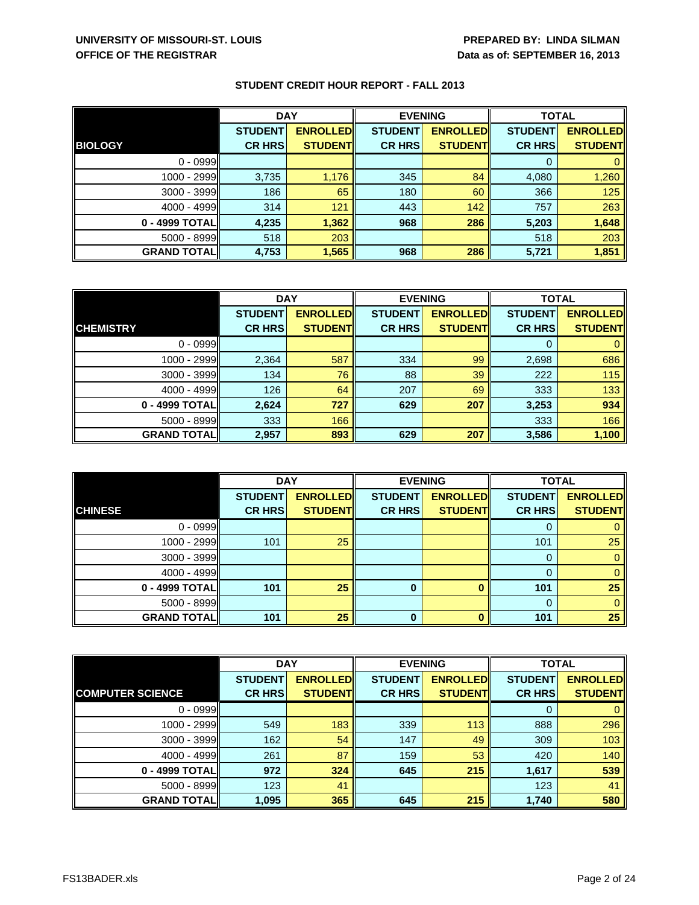UNIVERSITY OF MISSOURI-ST. LOUIS
OFFICE OF THE REGISTRAR

PREPARED BY: LINDA SILMAN
Data as of: SEPTEMBER 16, 2013

## STUDENT CREDIT HOUR REPORT - FALL 2013

| | DAY | | EVENING | | TOTAL | |
|---|---|---|---|---|---|---|
| **BIOLOGY** | **STUDENT CR HRS** | **ENROLLED STUDENT** | **STUDENT CR HRS** | **ENROLLED STUDENT** | **STUDENT CR HRS** | **ENROLLED STUDENT** |
| 0 - 0999 | | | | | 0 | 0 |
| 1000 - 2999 | 3,735 | 1,176 | 345 | 84 | 4,080 | 1,260 |
| 3000 - 3999 | 186 | 65 | 180 | 60 | 366 | 125 |
| 4000 - 4999 | 314 | 121 | 443 | 142 | 757 | 263 |
| **0 - 4999 TOTAL** | **4,235** | **1,362** | **968** | **286** | **5,203** | **1,648** |
| 5000 - 8999 | 518 | 203 | | | 518 | 203 |
| **GRAND TOTAL** | **4,753** | **1,565** | **968** | **286** | **5,721** | **1,851** |

| | DAY | | EVENING | | TOTAL | |
|---|---|---|---|---|---|---|
| **CHEMISTRY** | **STUDENT CR HRS** | **ENROLLED STUDENT** | **STUDENT CR HRS** | **ENROLLED STUDENT** | **STUDENT CR HRS** | **ENROLLED STUDENT** |
| 0 - 0999 | | | | | 0 | 0 |
| 1000 - 2999 | 2,364 | 587 | 334 | 99 | 2,698 | 686 |
| 3000 - 3999 | 134 | 76 | 88 | 39 | 222 | 115 |
| 4000 - 4999 | 126 | 64 | 207 | 69 | 333 | 133 |
| **0 - 4999 TOTAL** | **2,624** | **727** | **629** | **207** | **3,253** | **934** |
| 5000 - 8999 | 333 | 166 | | | 333 | 166 |
| **GRAND TOTAL** | **2,957** | **893** | **629** | **207** | **3,586** | **1,100** |

| | DAY | | EVENING | | TOTAL | |
|---|---|---|---|---|---|---|
| **CHINESE** | **STUDENT CR HRS** | **ENROLLED STUDENT** | **STUDENT CR HRS** | **ENROLLED STUDENT** | **STUDENT CR HRS** | **ENROLLED STUDENT** |
| 0 - 0999 | | | | | 0 | 0 |
| 1000 - 2999 | 101 | 25 | | | 101 | 25 |
| 3000 - 3999 | | | | | 0 | 0 |
| 4000 - 4999 | | | | | 0 | 0 |
| **0 - 4999 TOTAL** | **101** | **25** | **0** | **0** | **101** | **25** |
| 5000 - 8999 | | | | | 0 | 0 |
| **GRAND TOTAL** | **101** | **25** | **0** | **0** | **101** | **25** |

| | DAY | | EVENING | | TOTAL | |
|---|---|---|---|---|---|---|
| **COMPUTER SCIENCE** | **STUDENT CR HRS** | **ENROLLED STUDENT** | **STUDENT CR HRS** | **ENROLLED STUDENT** | **STUDENT CR HRS** | **ENROLLED STUDENT** |
| 0 - 0999 | | | | | 0 | 0 |
| 1000 - 2999 | 549 | 183 | 339 | 113 | 888 | 296 |
| 3000 - 3999 | 162 | 54 | 147 | 49 | 309 | 103 |
| 4000 - 4999 | 261 | 87 | 159 | 53 | 420 | 140 |
| **0 - 4999 TOTAL** | **972** | **324** | **645** | **215** | **1,617** | **539** |
| 5000 - 8999 | 123 | 41 | | | 123 | 41 |
| **GRAND TOTAL** | **1,095** | **365** | **645** | **215** | **1,740** | **580** |

FS13BADER.xls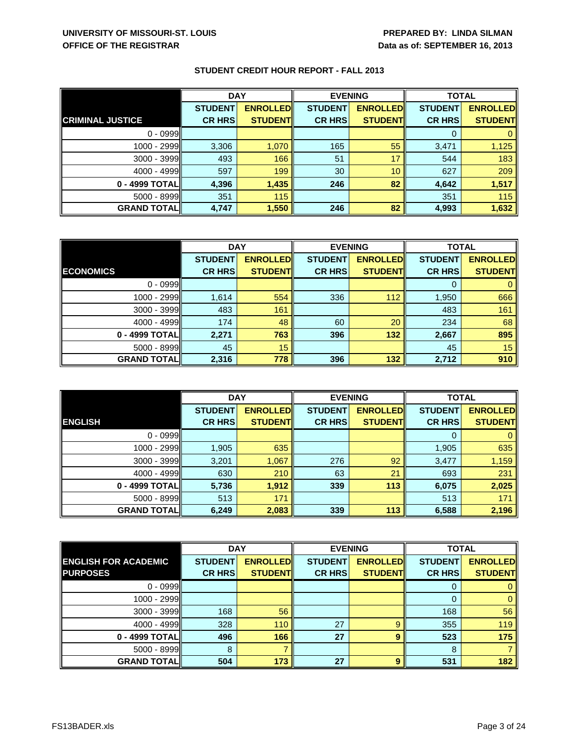UNIVERSITY OF MISSOURI-ST. LOUIS
OFFICE OF THE REGISTRAR

PREPARED BY: LINDA SILMAN
Data as of: SEPTEMBER 16, 2013

## STUDENT CREDIT HOUR REPORT - FALL 2013

| | DAY | | EVENING | | TOTAL | |
|---|---|---|---|---|---|---|
| **CRIMINAL JUSTICE** | **STUDENT CR HRS** | **ENROLLED STUDENT** | **STUDENT CR HRS** | **ENROLLED STUDENT** | **STUDENT CR HRS** | **ENROLLED STUDENT** |
| 0 - 0999 | | | | | 0 | 0 |
| 1000 - 2999 | 3,306 | 1,070 | 165 | 55 | 3,471 | 1,125 |
| 3000 - 3999 | 493 | 166 | 51 | 17 | 544 | 183 |
| 4000 - 4999 | 597 | 199 | 30 | 10 | 627 | 209 |
| **0 - 4999 TOTAL** | **4,396** | **1,435** | **246** | **82** | **4,642** | **1,517** |
| 5000 - 8999 | 351 | 115 | | | 351 | 115 |
| **GRAND TOTAL** | **4,747** | **1,550** | **246** | **82** | **4,993** | **1,632** |

| | DAY | | EVENING | | TOTAL | |
|---|---|---|---|---|---|---|
| **ECONOMICS** | **STUDENT CR HRS** | **ENROLLED STUDENT** | **STUDENT CR HRS** | **ENROLLED STUDENT** | **STUDENT CR HRS** | **ENROLLED STUDENT** |
| 0 - 0999 | | | | | 0 | 0 |
| 1000 - 2999 | 1,614 | 554 | 336 | 112 | 1,950 | 666 |
| 3000 - 3999 | 483 | 161 | | | 483 | 161 |
| 4000 - 4999 | 174 | 48 | 60 | 20 | 234 | 68 |
| **0 - 4999 TOTAL** | **2,271** | **763** | **396** | **132** | **2,667** | **895** |
| 5000 - 8999 | 45 | 15 | | | 45 | 15 |
| **GRAND TOTAL** | **2,316** | **778** | **396** | **132** | **2,712** | **910** |

| | DAY | | EVENING | | TOTAL | |
|---|---|---|---|---|---|---|
| **ENGLISH** | **STUDENT CR HRS** | **ENROLLED STUDENT** | **STUDENT CR HRS** | **ENROLLED STUDENT** | **STUDENT CR HRS** | **ENROLLED STUDENT** |
| 0 - 0999 | | | | | 0 | 0 |
| 1000 - 2999 | 1,905 | 635 | | | 1,905 | 635 |
| 3000 - 3999 | 3,201 | 1,067 | 276 | 92 | 3,477 | 1,159 |
| 4000 - 4999 | 630 | 210 | 63 | 21 | 693 | 231 |
| **0 - 4999 TOTAL** | **5,736** | **1,912** | **339** | **113** | **6,075** | **2,025** |
| 5000 - 8999 | 513 | 171 | | | 513 | 171 |
| **GRAND TOTAL** | **6,249** | **2,083** | **339** | **113** | **6,588** | **2,196** |

| | DAY | | EVENING | | TOTAL | |
|---|---|---|---|---|---|---|
| **ENGLISH FOR ACADEMIC PURPOSES** | **STUDENT CR HRS** | **ENROLLED STUDENT** | **STUDENT CR HRS** | **ENROLLED STUDENT** | **STUDENT CR HRS** | **ENROLLED STUDENT** |
| 0 - 0999 | | | | | 0 | 0 |
| 1000 - 2999 | | | | | 0 | 0 |
| 3000 - 3999 | 168 | 56 | | | 168 | 56 |
| 4000 - 4999 | 328 | 110 | 27 | 9 | 355 | 119 |
| **0 - 4999 TOTAL** | **496** | **166** | **27** | **9** | **523** | **175** |
| 5000 - 8999 | 8 | 7 | | | 8 | 7 |
| **GRAND TOTAL** | **504** | **173** | **27** | **9** | **531** | **182** |

FS13BADER.xls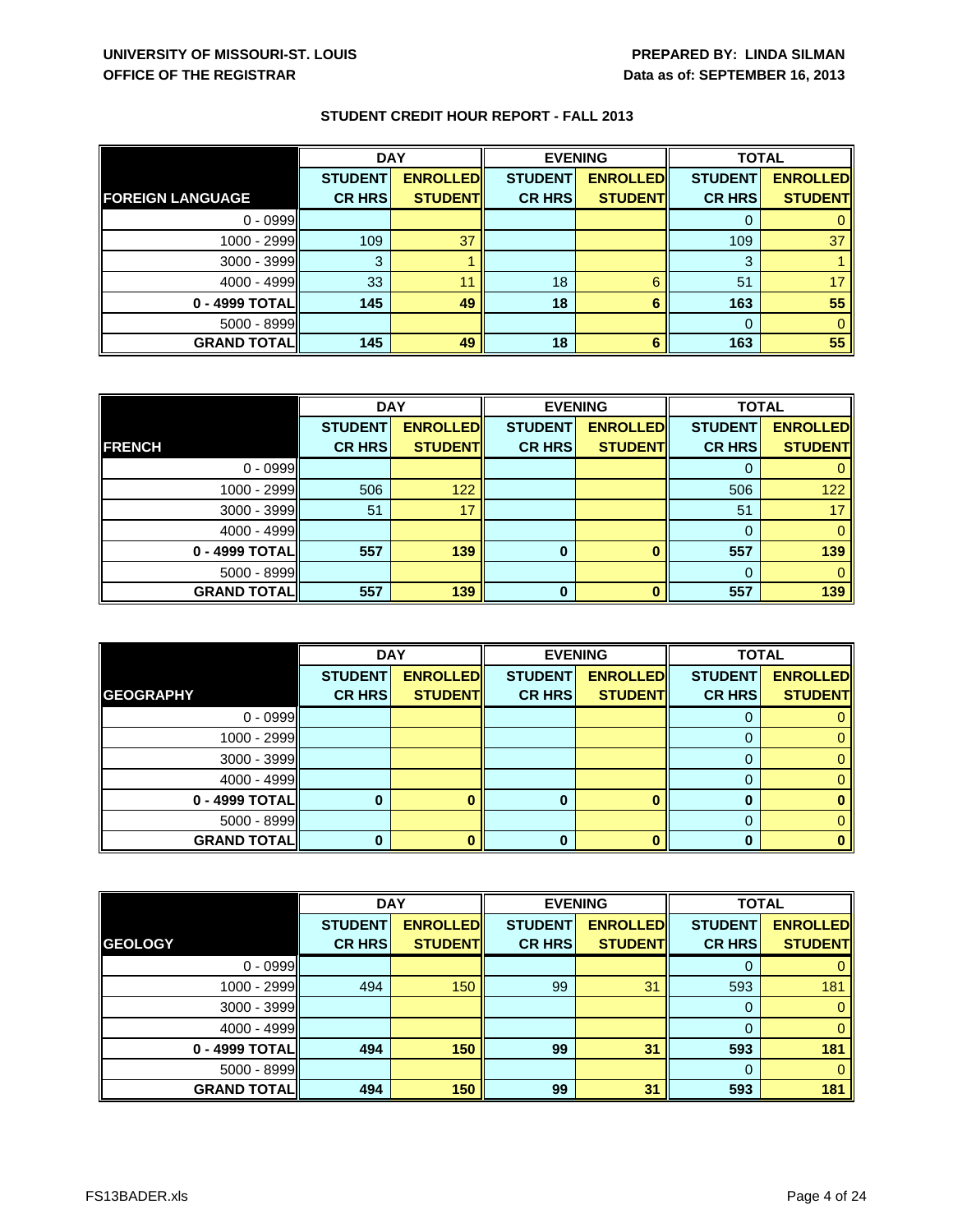UNIVERSITY OF MISSOURI-ST. LOUIS
OFFICE OF THE REGISTRAR

PREPARED BY: LINDA SILMAN
Data as of: SEPTEMBER 16, 2013

## STUDENT CREDIT HOUR REPORT - FALL 2013

| | DAY | | EVENING | | TOTAL | |
|---|---|---|---|---|---|---|
| **FOREIGN LANGUAGE** | **STUDENT CR HRS** | **ENROLLED STUDENT** | **STUDENT CR HRS** | **ENROLLED STUDENT** | **STUDENT CR HRS** | **ENROLLED STUDENT** |
| 0 - 0999 | | | | | 0 | 0 |
| 1000 - 2999 | 109 | 37 | | | 109 | 37 |
| 3000 - 3999 | 3 | 1 | | | 3 | 1 |
| 4000 - 4999 | 33 | 11 | 18 | 6 | 51 | 17 |
| **0 - 4999 TOTAL** | **145** | **49** | **18** | **6** | **163** | **55** |
| 5000 - 8999 | | | | | 0 | 0 |
| **GRAND TOTAL** | **145** | **49** | **18** | **6** | **163** | **55** |

| | DAY | | EVENING | | TOTAL | |
|---|---|---|---|---|---|---|
| **FRENCH** | **STUDENT CR HRS** | **ENROLLED STUDENT** | **STUDENT CR HRS** | **ENROLLED STUDENT** | **STUDENT CR HRS** | **ENROLLED STUDENT** |
| 0 - 0999 | | | | | 0 | 0 |
| 1000 - 2999 | 506 | 122 | | | 506 | 122 |
| 3000 - 3999 | 51 | 17 | | | 51 | 17 |
| 4000 - 4999 | | | | | 0 | 0 |
| **0 - 4999 TOTAL** | **557** | **139** | **0** | **0** | **557** | **139** |
| 5000 - 8999 | | | | | 0 | 0 |
| **GRAND TOTAL** | **557** | **139** | **0** | **0** | **557** | **139** |

| | DAY | | EVENING | | TOTAL | |
|---|---|---|---|---|---|---|
| **GEOGRAPHY** | **STUDENT CR HRS** | **ENROLLED STUDENT** | **STUDENT CR HRS** | **ENROLLED STUDENT** | **STUDENT CR HRS** | **ENROLLED STUDENT** |
| 0 - 0999 | | | | | 0 | 0 |
| 1000 - 2999 | | | | | 0 | 0 |
| 3000 - 3999 | | | | | 0 | 0 |
| 4000 - 4999 | | | | | 0 | 0 |
| **0 - 4999 TOTAL** | **0** | **0** | **0** | **0** | **0** | **0** |
| 5000 - 8999 | | | | | 0 | 0 |
| **GRAND TOTAL** | **0** | **0** | **0** | **0** | **0** | **0** |

| | DAY | | EVENING | | TOTAL | |
|---|---|---|---|---|---|---|
| **GEOLOGY** | **STUDENT CR HRS** | **ENROLLED STUDENT** | **STUDENT CR HRS** | **ENROLLED STUDENT** | **STUDENT CR HRS** | **ENROLLED STUDENT** |
| 0 - 0999 | | | | | 0 | 0 |
| 1000 - 2999 | 494 | 150 | 99 | 31 | 593 | 181 |
| 3000 - 3999 | | | | | 0 | 0 |
| 4000 - 4999 | | | | | 0 | 0 |
| **0 - 4999 TOTAL** | **494** | **150** | **99** | **31** | **593** | **181** |
| 5000 - 8999 | | | | | 0 | 0 |
| **GRAND TOTAL** | **494** | **150** | **99** | **31** | **593** | **181** |

FS13BADER.xls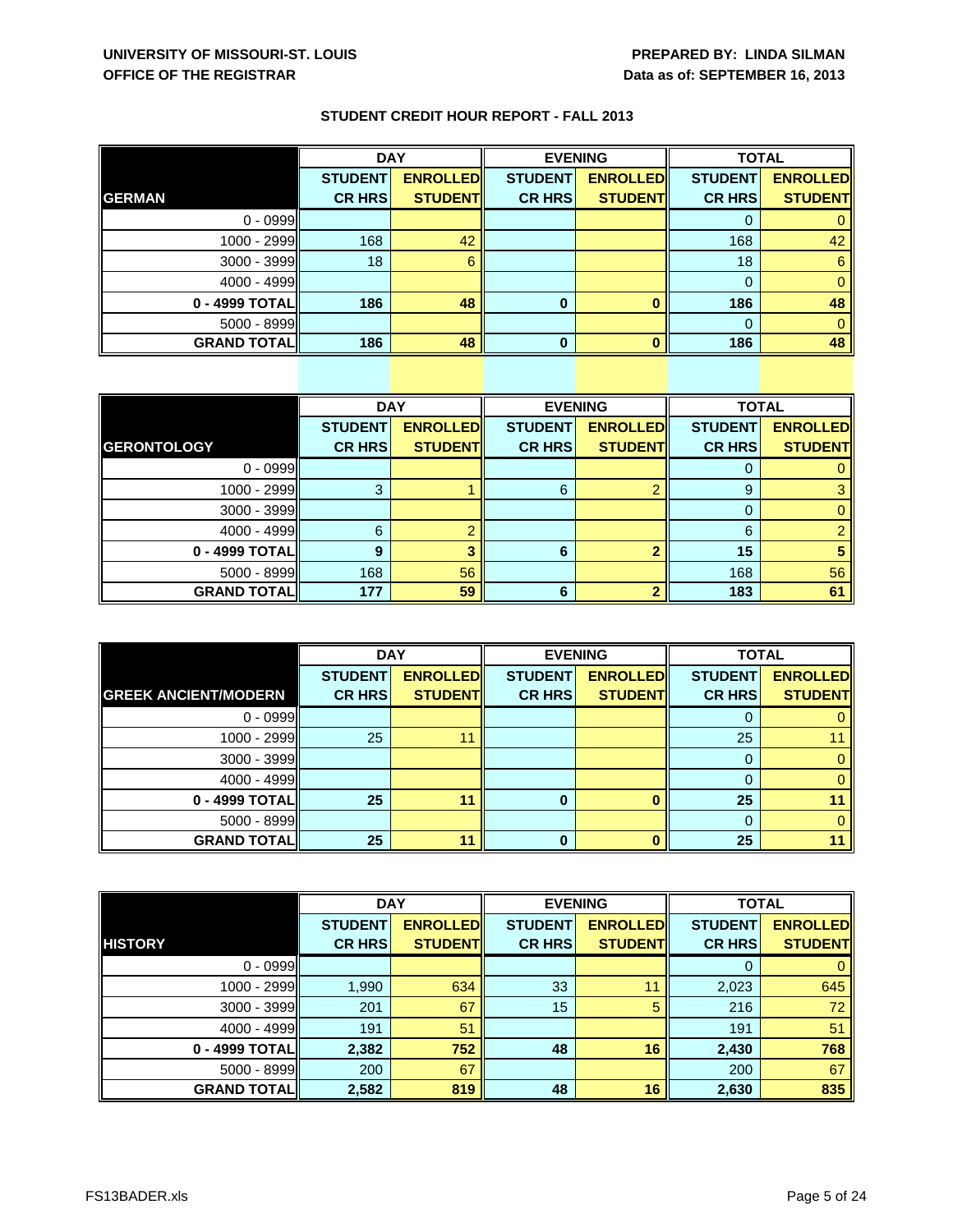**UNIVERSITY OF MISSOURI-ST. LOUIS**
**OFFICE OF THE REGISTRAR**

**PREPARED BY: LINDA SILMAN**
**Data as of: SEPTEMBER 16, 2013**

## STUDENT CREDIT HOUR REPORT - FALL 2013

| | DAY | | EVENING | | TOTAL | |
|---|---|---|---|---|---|---|
| **GERMAN** | **STUDENT CR HRS** | **ENROLLED STUDENT** | **STUDENT CR HRS** | **ENROLLED STUDENT** | **STUDENT CR HRS** | **ENROLLED STUDENT** |
| 0 - 0999 | | | | | 0 | 0 |
| 1000 - 2999 | 168 | 42 | | | 168 | 42 |
| 3000 - 3999 | 18 | 6 | | | 18 | 6 |
| 4000 - 4999 | | | | | 0 | 0 |
| **0 - 4999 TOTAL** | **186** | **48** | **0** | **0** | **186** | **48** |
| 5000 - 8999 | | | | | 0 | 0 |
| **GRAND TOTAL** | **186** | **48** | **0** | **0** | **186** | **48** |

| | DAY | | EVENING | | TOTAL | |
|---|---|---|---|---|---|---|
| **GERONTOLOGY** | **STUDENT CR HRS** | **ENROLLED STUDENT** | **STUDENT CR HRS** | **ENROLLED STUDENT** | **STUDENT CR HRS** | **ENROLLED STUDENT** |
| 0 - 0999 | | | | | 0 | 0 |
| 1000 - 2999 | 3 | 1 | 6 | 2 | 9 | 3 |
| 3000 - 3999 | | | | | 0 | 0 |
| 4000 - 4999 | 6 | 2 | | | 6 | 2 |
| **0 - 4999 TOTAL** | **9** | **3** | **6** | **2** | **15** | **5** |
| 5000 - 8999 | 168 | 56 | | | 168 | 56 |
| **GRAND TOTAL** | **177** | **59** | **6** | **2** | **183** | **61** |

| | DAY | | EVENING | | TOTAL | |
|---|---|---|---|---|---|---|
| **GREEK ANCIENT/MODERN** | **STUDENT CR HRS** | **ENROLLED STUDENT** | **STUDENT CR HRS** | **ENROLLED STUDENT** | **STUDENT CR HRS** | **ENROLLED STUDENT** |
| 0 - 0999 | | | | | 0 | 0 |
| 1000 - 2999 | 25 | 11 | | | 25 | 11 |
| 3000 - 3999 | | | | | 0 | 0 |
| 4000 - 4999 | | | | | 0 | 0 |
| **0 - 4999 TOTAL** | **25** | **11** | **0** | **0** | **25** | **11** |
| 5000 - 8999 | | | | | 0 | 0 |
| **GRAND TOTAL** | **25** | **11** | **0** | **0** | **25** | **11** |

| | DAY | | EVENING | | TOTAL | |
|---|---|---|---|---|---|---|
| **HISTORY** | **STUDENT CR HRS** | **ENROLLED STUDENT** | **STUDENT CR HRS** | **ENROLLED STUDENT** | **STUDENT CR HRS** | **ENROLLED STUDENT** |
| 0 - 0999 | | | | | 0 | 0 |
| 1000 - 2999 | 1,990 | 634 | 33 | 11 | 2,023 | 645 |
| 3000 - 3999 | 201 | 67 | 15 | 5 | 216 | 72 |
| 4000 - 4999 | 191 | 51 | | | 191 | 51 |
| **0 - 4999 TOTAL** | **2,382** | **752** | **48** | **16** | **2,430** | **768** |
| 5000 - 8999 | 200 | 67 | | | 200 | 67 |
| **GRAND TOTAL** | **2,582** | **819** | **48** | **16** | **2,630** | **835** |

FS13BADER.xls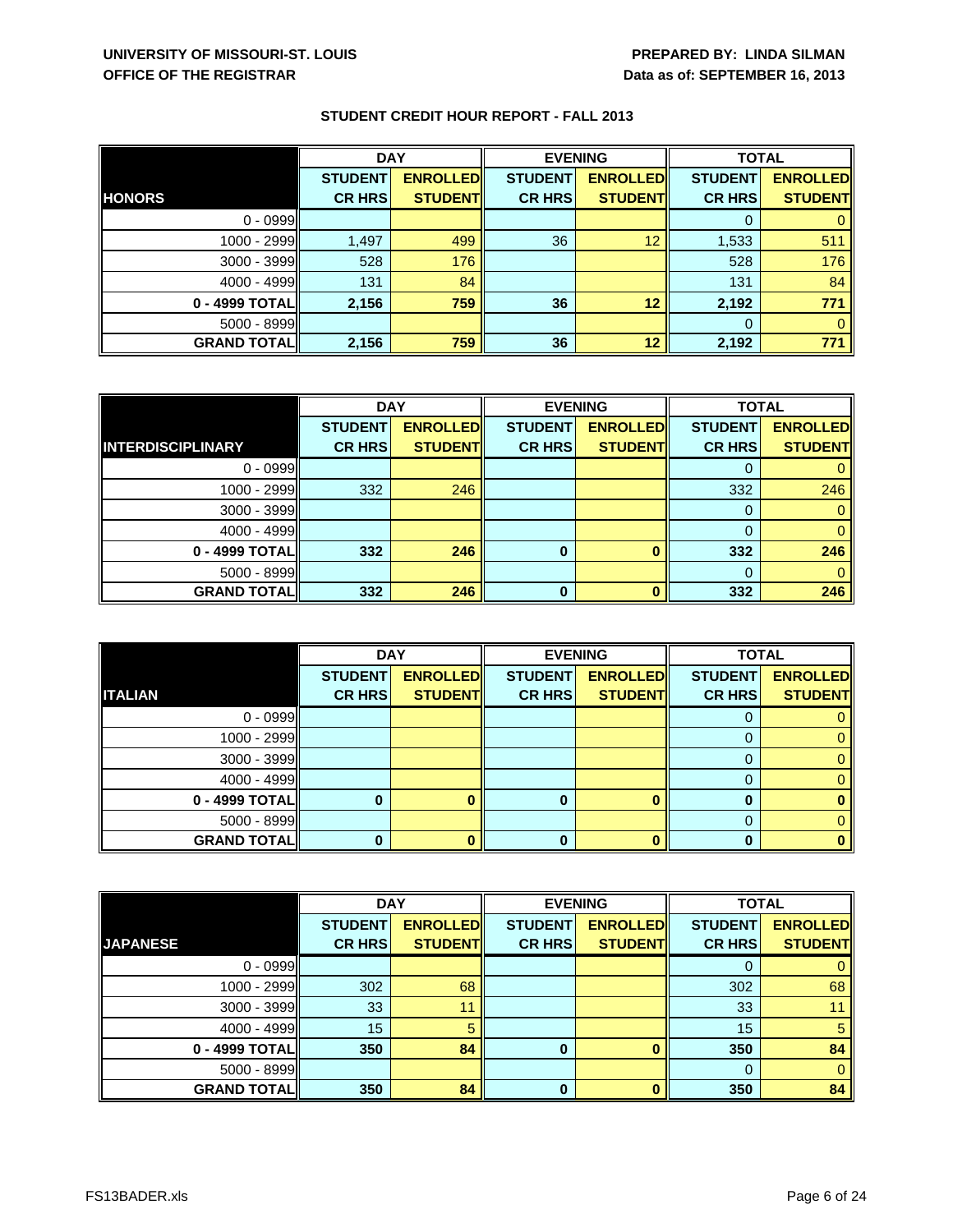UNIVERSITY OF MISSOURI-ST. LOUIS
OFFICE OF THE REGISTRAR

PREPARED BY: LINDA SILMAN
Data as of: SEPTEMBER 16, 2013

## STUDENT CREDIT HOUR REPORT - FALL 2013

| | DAY | | EVENING | | TOTAL | |
|---|---|---|---|---|---|---|
| **HONORS** | **STUDENT CR HRS** | **ENROLLED STUDENT** | **STUDENT CR HRS** | **ENROLLED STUDENT** | **STUDENT CR HRS** | **ENROLLED STUDENT** |
| 0 - 0999 | | | | | 0 | 0 |
| 1000 - 2999 | 1,497 | 499 | 36 | 12 | 1,533 | 511 |
| 3000 - 3999 | 528 | 176 | | | 528 | 176 |
| 4000 - 4999 | 131 | 84 | | | 131 | 84 |
| **0 - 4999 TOTAL** | **2,156** | **759** | **36** | **12** | **2,192** | **771** |
| 5000 - 8999 | | | | | 0 | 0 |
| **GRAND TOTAL** | **2,156** | **759** | **36** | **12** | **2,192** | **771** |

| | DAY | | EVENING | | TOTAL | |
|---|---|---|---|---|---|---|
| **INTERDISCIPLINARY** | **STUDENT CR HRS** | **ENROLLED STUDENT** | **STUDENT CR HRS** | **ENROLLED STUDENT** | **STUDENT CR HRS** | **ENROLLED STUDENT** |
| 0 - 0999 | | | | | 0 | 0 |
| 1000 - 2999 | 332 | 246 | | | 332 | 246 |
| 3000 - 3999 | | | | | 0 | 0 |
| 4000 - 4999 | | | | | 0 | 0 |
| **0 - 4999 TOTAL** | **332** | **246** | **0** | **0** | **332** | **246** |
| 5000 - 8999 | | | | | 0 | 0 |
| **GRAND TOTAL** | **332** | **246** | **0** | **0** | **332** | **246** |

| | DAY | | EVENING | | TOTAL | |
|---|---|---|---|---|---|---|
| **ITALIAN** | **STUDENT CR HRS** | **ENROLLED STUDENT** | **STUDENT CR HRS** | **ENROLLED STUDENT** | **STUDENT CR HRS** | **ENROLLED STUDENT** |
| 0 - 0999 | | | | | 0 | 0 |
| 1000 - 2999 | | | | | 0 | 0 |
| 3000 - 3999 | | | | | 0 | 0 |
| 4000 - 4999 | | | | | 0 | 0 |
| **0 - 4999 TOTAL** | **0** | **0** | **0** | **0** | **0** | **0** |
| 5000 - 8999 | | | | | 0 | 0 |
| **GRAND TOTAL** | **0** | **0** | **0** | **0** | **0** | **0** |

| | DAY | | EVENING | | TOTAL | |
|---|---|---|---|---|---|---|
| **JAPANESE** | **STUDENT CR HRS** | **ENROLLED STUDENT** | **STUDENT CR HRS** | **ENROLLED STUDENT** | **STUDENT CR HRS** | **ENROLLED STUDENT** |
| 0 - 0999 | | | | | 0 | 0 |
| 1000 - 2999 | 302 | 68 | | | 302 | 68 |
| 3000 - 3999 | 33 | 11 | | | 33 | 11 |
| 4000 - 4999 | 15 | 5 | | | 15 | 5 |
| **0 - 4999 TOTAL** | **350** | **84** | **0** | **0** | **350** | **84** |
| 5000 - 8999 | | | | | 0 | 0 |
| **GRAND TOTAL** | **350** | **84** | **0** | **0** | **350** | **84** |

FS13BADER.xls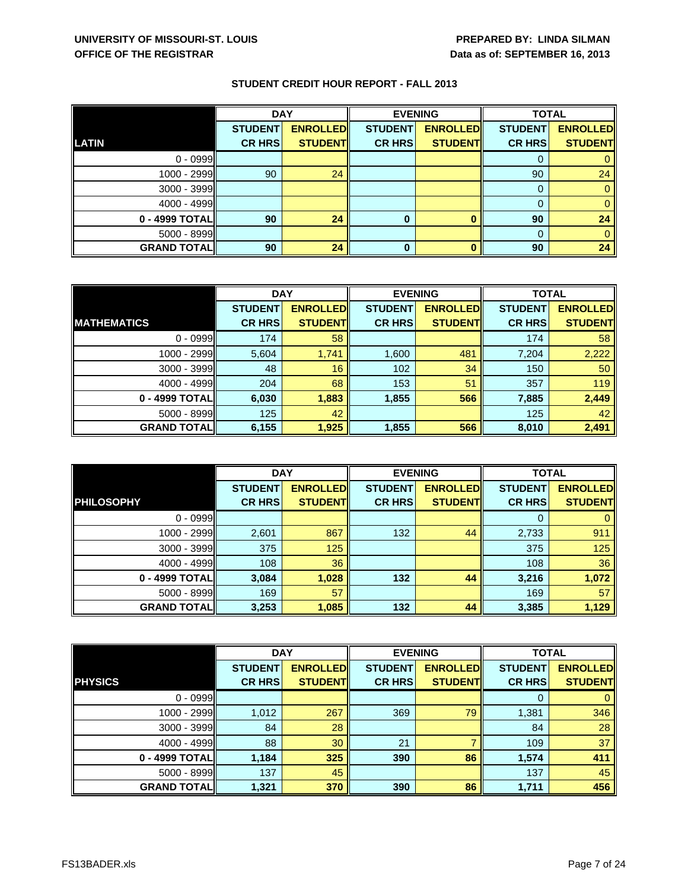UNIVERSITY OF MISSOURI-ST. LOUIS
OFFICE OF THE REGISTRAR

PREPARED BY: LINDA SILMAN
Data as of: SEPTEMBER 16, 2013

## STUDENT CREDIT HOUR REPORT - FALL 2013

| LATIN | DAY | | EVENING | | TOTAL | |
|---|---|---|---|---|---|---|
| | STUDENT CR HRS | ENROLLED STUDENT | STUDENT CR HRS | ENROLLED STUDENT | STUDENT CR HRS | ENROLLED STUDENT |
| 0 - 0999 | | | | | 0 | 0 |
| 1000 - 2999 | 90 | 24 | | | 90 | 24 |
| 3000 - 3999 | | | | | 0 | 0 |
| 4000 - 4999 | | | | | 0 | 0 |
| **0 - 4999 TOTAL** | **90** | **24** | **0** | **0** | **90** | **24** |
| 5000 - 8999 | | | | | 0 | 0 |
| **GRAND TOTAL** | **90** | **24** | **0** | **0** | **90** | **24** |

| MATHEMATICS | DAY | | EVENING | | TOTAL | |
|---|---|---|---|---|---|---|
| | STUDENT CR HRS | ENROLLED STUDENT | STUDENT CR HRS | ENROLLED STUDENT | STUDENT CR HRS | ENROLLED STUDENT |
| 0 - 0999 | 174 | 58 | | | 174 | 58 |
| 1000 - 2999 | 5,604 | 1,741 | 1,600 | 481 | 7,204 | 2,222 |
| 3000 - 3999 | 48 | 16 | 102 | 34 | 150 | 50 |
| 4000 - 4999 | 204 | 68 | 153 | 51 | 357 | 119 |
| **0 - 4999 TOTAL** | **6,030** | **1,883** | **1,855** | **566** | **7,885** | **2,449** |
| 5000 - 8999 | 125 | 42 | | | 125 | 42 |
| **GRAND TOTAL** | **6,155** | **1,925** | **1,855** | **566** | **8,010** | **2,491** |

| PHILOSOPHY | DAY | | EVENING | | TOTAL | |
|---|---|---|---|---|---|---|
| | STUDENT CR HRS | ENROLLED STUDENT | STUDENT CR HRS | ENROLLED STUDENT | STUDENT CR HRS | ENROLLED STUDENT |
| 0 - 0999 | | | | | 0 | 0 |
| 1000 - 2999 | 2,601 | 867 | 132 | 44 | 2,733 | 911 |
| 3000 - 3999 | 375 | 125 | | | 375 | 125 |
| 4000 - 4999 | 108 | 36 | | | 108 | 36 |
| **0 - 4999 TOTAL** | **3,084** | **1,028** | **132** | **44** | **3,216** | **1,072** |
| 5000 - 8999 | 169 | 57 | | | 169 | 57 |
| **GRAND TOTAL** | **3,253** | **1,085** | **132** | **44** | **3,385** | **1,129** |

| PHYSICS | DAY | | EVENING | | TOTAL | |
|---|---|---|---|---|---|---|
| | STUDENT CR HRS | ENROLLED STUDENT | STUDENT CR HRS | ENROLLED STUDENT | STUDENT CR HRS | ENROLLED STUDENT |
| 0 - 0999 | | | | | 0 | 0 |
| 1000 - 2999 | 1,012 | 267 | 369 | 79 | 1,381 | 346 |
| 3000 - 3999 | 84 | 28 | | | 84 | 28 |
| 4000 - 4999 | 88 | 30 | 21 | 7 | 109 | 37 |
| **0 - 4999 TOTAL** | **1,184** | **325** | **390** | **86** | **1,574** | **411** |
| 5000 - 8999 | 137 | 45 | | | 137 | 45 |
| **GRAND TOTAL** | **1,321** | **370** | **390** | **86** | **1,711** | **456** |

FS13BADER.xls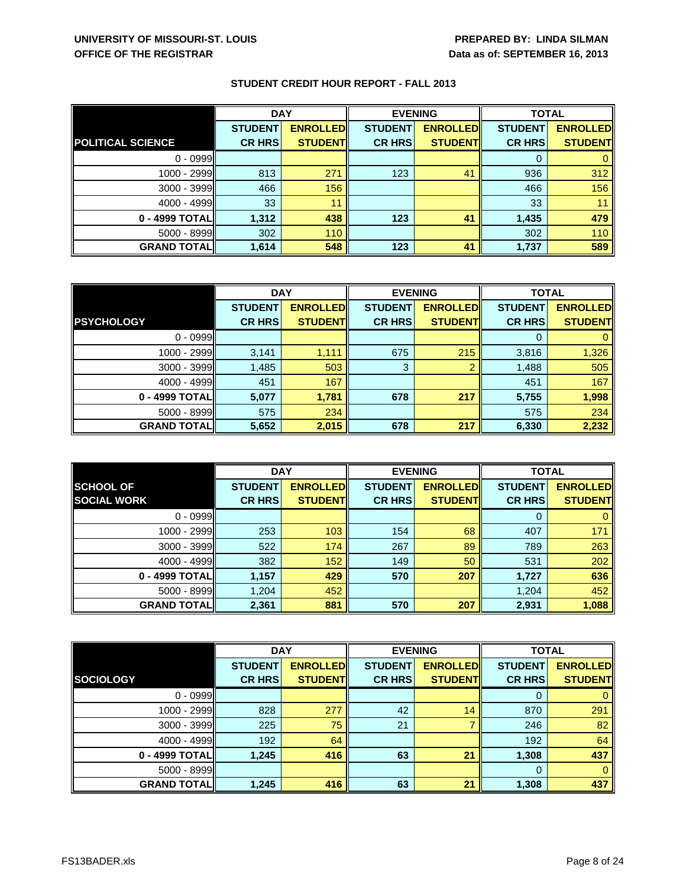**UNIVERSITY OF MISSOURI-ST. LOUIS**
**OFFICE OF THE REGISTRAR**

**PREPARED BY: LINDA SILMAN**
**Data as of: SEPTEMBER 16, 2013**

## STUDENT CREDIT HOUR REPORT - FALL 2013

| | DAY | | EVENING | | TOTAL | |
|---|---|---|---|---|---|---|
| **POLITICAL SCIENCE** | **STUDENT CR HRS** | **ENROLLED STUDENT** | **STUDENT CR HRS** | **ENROLLED STUDENT** | **STUDENT CR HRS** | **ENROLLED STUDENT** |
| 0 - 0999 | | | | | 0 | 0 |
| 1000 - 2999 | 813 | 271 | 123 | 41 | 936 | 312 |
| 3000 - 3999 | 466 | 156 | | | 466 | 156 |
| 4000 - 4999 | 33 | 11 | | | 33 | 11 |
| **0 - 4999 TOTAL** | **1,312** | **438** | **123** | **41** | **1,435** | **479** |
| 5000 - 8999 | 302 | 110 | | | 302 | 110 |
| **GRAND TOTAL** | **1,614** | **548** | **123** | **41** | **1,737** | **589** |

| | DAY | | EVENING | | TOTAL | |
|---|---|---|---|---|---|---|
| **PSYCHOLOGY** | **STUDENT CR HRS** | **ENROLLED STUDENT** | **STUDENT CR HRS** | **ENROLLED STUDENT** | **STUDENT CR HRS** | **ENROLLED STUDENT** |
| 0 - 0999 | | | | | 0 | 0 |
| 1000 - 2999 | 3,141 | 1,111 | 675 | 215 | 3,816 | 1,326 |
| 3000 - 3999 | 1,485 | 503 | 3 | 2 | 1,488 | 505 |
| 4000 - 4999 | 451 | 167 | | | 451 | 167 |
| **0 - 4999 TOTAL** | **5,077** | **1,781** | **678** | **217** | **5,755** | **1,998** |
| 5000 - 8999 | 575 | 234 | | | 575 | 234 |
| **GRAND TOTAL** | **5,652** | **2,015** | **678** | **217** | **6,330** | **2,232** |

| | DAY | | EVENING | | TOTAL | |
|---|---|---|---|---|---|---|
| **SCHOOL OF SOCIAL WORK** | **STUDENT CR HRS** | **ENROLLED STUDENT** | **STUDENT CR HRS** | **ENROLLED STUDENT** | **STUDENT CR HRS** | **ENROLLED STUDENT** |
| 0 - 0999 | | | | | 0 | 0 |
| 1000 - 2999 | 253 | 103 | 154 | 68 | 407 | 171 |
| 3000 - 3999 | 522 | 174 | 267 | 89 | 789 | 263 |
| 4000 - 4999 | 382 | 152 | 149 | 50 | 531 | 202 |
| **0 - 4999 TOTAL** | **1,157** | **429** | **570** | **207** | **1,727** | **636** |
| 5000 - 8999 | 1,204 | 452 | | | 1,204 | 452 |
| **GRAND TOTAL** | **2,361** | **881** | **570** | **207** | **2,931** | **1,088** |

| | DAY | | EVENING | | TOTAL | |
|---|---|---|---|---|---|---|
| **SOCIOLOGY** | **STUDENT CR HRS** | **ENROLLED STUDENT** | **STUDENT CR HRS** | **ENROLLED STUDENT** | **STUDENT CR HRS** | **ENROLLED STUDENT** |
| 0 - 0999 | | | | | 0 | 0 |
| 1000 - 2999 | 828 | 277 | 42 | 14 | 870 | 291 |
| 3000 - 3999 | 225 | 75 | 21 | 7 | 246 | 82 |
| 4000 - 4999 | 192 | 64 | | | 192 | 64 |
| **0 - 4999 TOTAL** | **1,245** | **416** | **63** | **21** | **1,308** | **437** |
| 5000 - 8999 | | | | | 0 | 0 |
| **GRAND TOTAL** | **1,245** | **416** | **63** | **21** | **1,308** | **437** |

FS13BADER.xls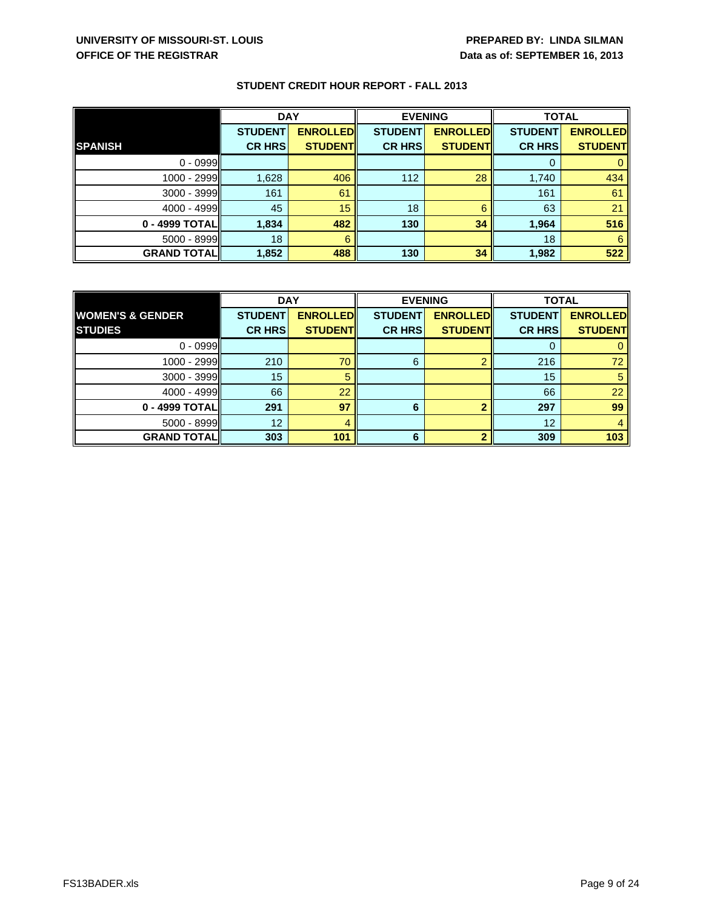UNIVERSITY OF MISSOURI-ST. LOUIS
OFFICE OF THE REGISTRAR

PREPARED BY: LINDA SILMAN
Data as of: SEPTEMBER 16, 2013

## STUDENT CREDIT HOUR REPORT - FALL 2013

| | DAY | | EVENING | | TOTAL | |
|---|---|---|---|---|---|---|
| **SPANISH** | **STUDENT CR HRS** | **ENROLLED STUDENT** | **STUDENT CR HRS** | **ENROLLED STUDENT** | **STUDENT CR HRS** | **ENROLLED STUDENT** |
| 0 - 0999 | | | | | 0 | 0 |
| 1000 - 2999 | 1,628 | 406 | 112 | 28 | 1,740 | 434 |
| 3000 - 3999 | 161 | 61 | | | 161 | 61 |
| 4000 - 4999 | 45 | 15 | 18 | 6 | 63 | 21 |
| **0 - 4999 TOTAL** | **1,834** | **482** | **130** | **34** | **1,964** | **516** |
| 5000 - 8999 | 18 | 6 | | | 18 | 6 |
| **GRAND TOTAL** | **1,852** | **488** | **130** | **34** | **1,982** | **522** |

| | DAY | | EVENING | | TOTAL | |
|---|---|---|---|---|---|---|
| **WOMEN'S & GENDER STUDIES** | **STUDENT CR HRS** | **ENROLLED STUDENT** | **STUDENT CR HRS** | **ENROLLED STUDENT** | **STUDENT CR HRS** | **ENROLLED STUDENT** |
| 0 - 0999 | | | | | 0 | 0 |
| 1000 - 2999 | 210 | 70 | 6 | 2 | 216 | 72 |
| 3000 - 3999 | 15 | 5 | | | 15 | 5 |
| 4000 - 4999 | 66 | 22 | | | 66 | 22 |
| **0 - 4999 TOTAL** | **291** | **97** | **6** | **2** | **297** | **99** |
| 5000 - 8999 | 12 | 4 | | | 12 | 4 |
| **GRAND TOTAL** | **303** | **101** | **6** | **2** | **309** | **103** |

FS13BADER.xls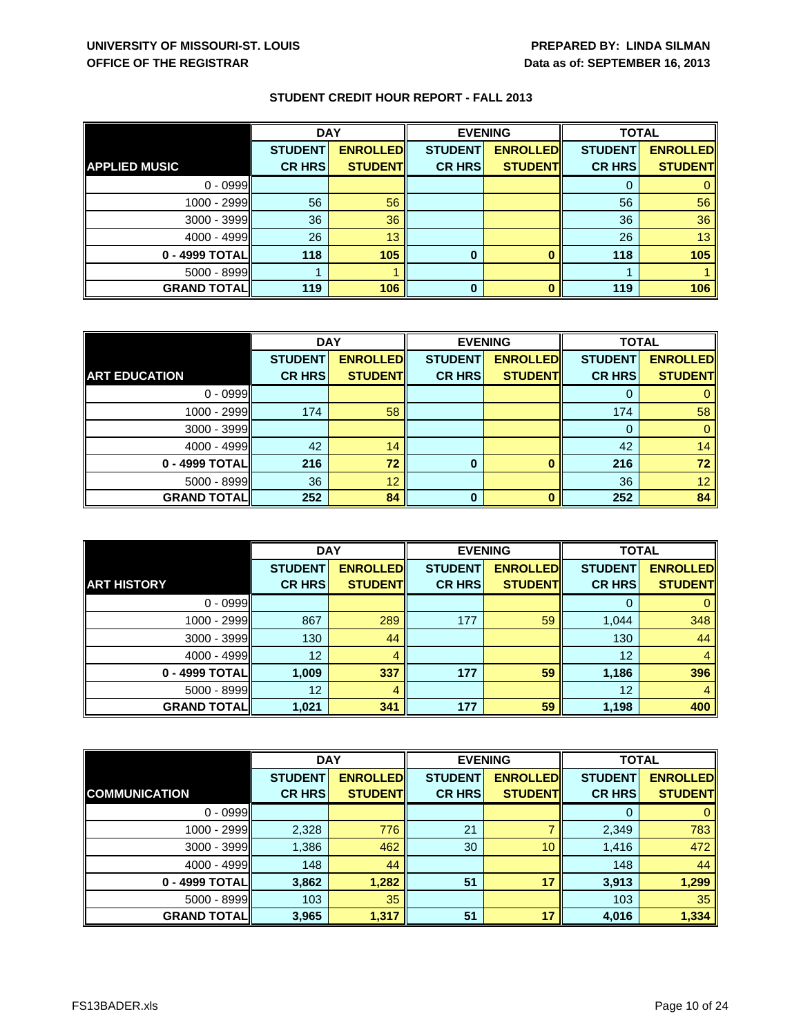UNIVERSITY OF MISSOURI-ST. LOUIS
OFFICE OF THE REGISTRAR

PREPARED BY: LINDA SILMAN
Data as of: SEPTEMBER 16, 2013

## STUDENT CREDIT HOUR REPORT - FALL 2013

| | DAY | | EVENING | | TOTAL | |
|---|---|---|---|---|---|---|
| **APPLIED MUSIC** | **STUDENT CR HRS** | **ENROLLED STUDENT** | **STUDENT CR HRS** | **ENROLLED STUDENT** | **STUDENT CR HRS** | **ENROLLED STUDENT** |
| 0 - 0999 | | | | | 0 | 0 |
| 1000 - 2999 | 56 | 56 | | | 56 | 56 |
| 3000 - 3999 | 36 | 36 | | | 36 | 36 |
| 4000 - 4999 | 26 | 13 | | | 26 | 13 |
| **0 - 4999 TOTAL** | **118** | **105** | **0** | **0** | **118** | **105** |
| 5000 - 8999 | 1 | 1 | | | 1 | 1 |
| **GRAND TOTAL** | **119** | **106** | **0** | **0** | **119** | **106** |

| | DAY | | EVENING | | TOTAL | |
|---|---|---|---|---|---|---|
| **ART EDUCATION** | **STUDENT CR HRS** | **ENROLLED STUDENT** | **STUDENT CR HRS** | **ENROLLED STUDENT** | **STUDENT CR HRS** | **ENROLLED STUDENT** |
| 0 - 0999 | | | | | 0 | 0 |
| 1000 - 2999 | 174 | 58 | | | 174 | 58 |
| 3000 - 3999 | | | | | 0 | 0 |
| 4000 - 4999 | 42 | 14 | | | 42 | 14 |
| **0 - 4999 TOTAL** | **216** | **72** | **0** | **0** | **216** | **72** |
| 5000 - 8999 | 36 | 12 | | | 36 | 12 |
| **GRAND TOTAL** | **252** | **84** | **0** | **0** | **252** | **84** |

| | DAY | | EVENING | | TOTAL | |
|---|---|---|---|---|---|---|
| **ART HISTORY** | **STUDENT CR HRS** | **ENROLLED STUDENT** | **STUDENT CR HRS** | **ENROLLED STUDENT** | **STUDENT CR HRS** | **ENROLLED STUDENT** |
| 0 - 0999 | | | | | 0 | 0 |
| 1000 - 2999 | 867 | 289 | 177 | 59 | 1,044 | 348 |
| 3000 - 3999 | 130 | 44 | | | 130 | 44 |
| 4000 - 4999 | 12 | 4 | | | 12 | 4 |
| **0 - 4999 TOTAL** | **1,009** | **337** | **177** | **59** | **1,186** | **396** |
| 5000 - 8999 | 12 | 4 | | | 12 | 4 |
| **GRAND TOTAL** | **1,021** | **341** | **177** | **59** | **1,198** | **400** |

| | DAY | | EVENING | | TOTAL | |
|---|---|---|---|---|---|---|
| **COMMUNICATION** | **STUDENT CR HRS** | **ENROLLED STUDENT** | **STUDENT CR HRS** | **ENROLLED STUDENT** | **STUDENT CR HRS** | **ENROLLED STUDENT** |
| 0 - 0999 | | | | | 0 | 0 |
| 1000 - 2999 | 2,328 | 776 | 21 | 7 | 2,349 | 783 |
| 3000 - 3999 | 1,386 | 462 | 30 | 10 | 1,416 | 472 |
| 4000 - 4999 | 148 | 44 | | | 148 | 44 |
| **0 - 4999 TOTAL** | **3,862** | **1,282** | **51** | **17** | **3,913** | **1,299** |
| 5000 - 8999 | 103 | 35 | | | 103 | 35 |
| **GRAND TOTAL** | **3,965** | **1,317** | **51** | **17** | **4,016** | **1,334** |

FS13BADER.xls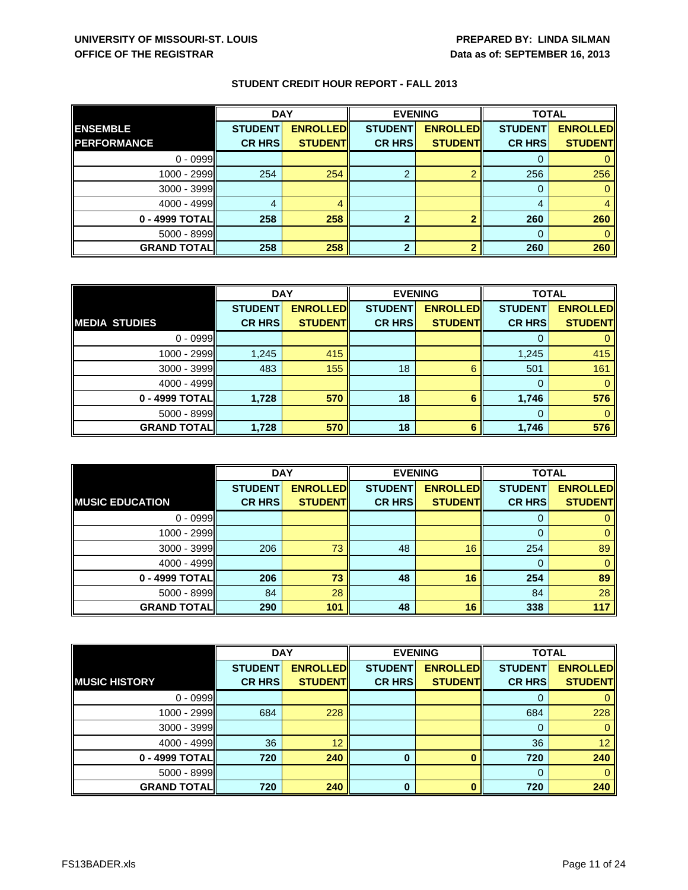**UNIVERSITY OF MISSOURI-ST. LOUIS**
**OFFICE OF THE REGISTRAR**

**PREPARED BY: LINDA SILMAN**
**Data as of: SEPTEMBER 16, 2013**

## STUDENT CREDIT HOUR REPORT - FALL 2013

| | DAY | | EVENING | | TOTAL | |
|---|---|---|---|---|---|---|
| **ENSEMBLE PERFORMANCE** | **STUDENT CR HRS** | **ENROLLED STUDENT** | **STUDENT CR HRS** | **ENROLLED STUDENT** | **STUDENT CR HRS** | **ENROLLED STUDENT** |
| 0 - 0999 | | | | | 0 | 0 |
| 1000 - 2999 | 254 | 254 | 2 | 2 | 256 | 256 |
| 3000 - 3999 | | | | | 0 | 0 |
| 4000 - 4999 | 4 | 4 | | | 4 | 4 |
| **0 - 4999 TOTAL** | **258** | **258** | **2** | **2** | **260** | **260** |
| 5000 - 8999 | | | | | 0 | 0 |
| **GRAND TOTAL** | **258** | **258** | **2** | **2** | **260** | **260** |

| | DAY | | EVENING | | TOTAL | |
|---|---|---|---|---|---|---|
| **MEDIA STUDIES** | **STUDENT CR HRS** | **ENROLLED STUDENT** | **STUDENT CR HRS** | **ENROLLED STUDENT** | **STUDENT CR HRS** | **ENROLLED STUDENT** |
| 0 - 0999 | | | | | 0 | 0 |
| 1000 - 2999 | 1,245 | 415 | | | 1,245 | 415 |
| 3000 - 3999 | 483 | 155 | 18 | 6 | 501 | 161 |
| 4000 - 4999 | | | | | 0 | 0 |
| **0 - 4999 TOTAL** | **1,728** | **570** | **18** | **6** | **1,746** | **576** |
| 5000 - 8999 | | | | | 0 | 0 |
| **GRAND TOTAL** | **1,728** | **570** | **18** | **6** | **1,746** | **576** |

| | DAY | | EVENING | | TOTAL | |
|---|---|---|---|---|---|---|
| **MUSIC EDUCATION** | **STUDENT CR HRS** | **ENROLLED STUDENT** | **STUDENT CR HRS** | **ENROLLED STUDENT** | **STUDENT CR HRS** | **ENROLLED STUDENT** |
| 0 - 0999 | | | | | 0 | 0 |
| 1000 - 2999 | | | | | 0 | 0 |
| 3000 - 3999 | 206 | 73 | 48 | 16 | 254 | 89 |
| 4000 - 4999 | | | | | 0 | 0 |
| **0 - 4999 TOTAL** | **206** | **73** | **48** | **16** | **254** | **89** |
| 5000 - 8999 | 84 | 28 | | | 84 | 28 |
| **GRAND TOTAL** | **290** | **101** | **48** | **16** | **338** | **117** |

| | DAY | | EVENING | | TOTAL | |
|---|---|---|---|---|---|---|
| **MUSIC HISTORY** | **STUDENT CR HRS** | **ENROLLED STUDENT** | **STUDENT CR HRS** | **ENROLLED STUDENT** | **STUDENT CR HRS** | **ENROLLED STUDENT** |
| 0 - 0999 | | | | | 0 | 0 |
| 1000 - 2999 | 684 | 228 | | | 684 | 228 |
| 3000 - 3999 | | | | | 0 | 0 |
| 4000 - 4999 | 36 | 12 | | | 36 | 12 |
| **0 - 4999 TOTAL** | **720** | **240** | **0** | **0** | **720** | **240** |
| 5000 - 8999 | | | | | 0 | 0 |
| **GRAND TOTAL** | **720** | **240** | **0** | **0** | **720** | **240** |

FS13BADER.xls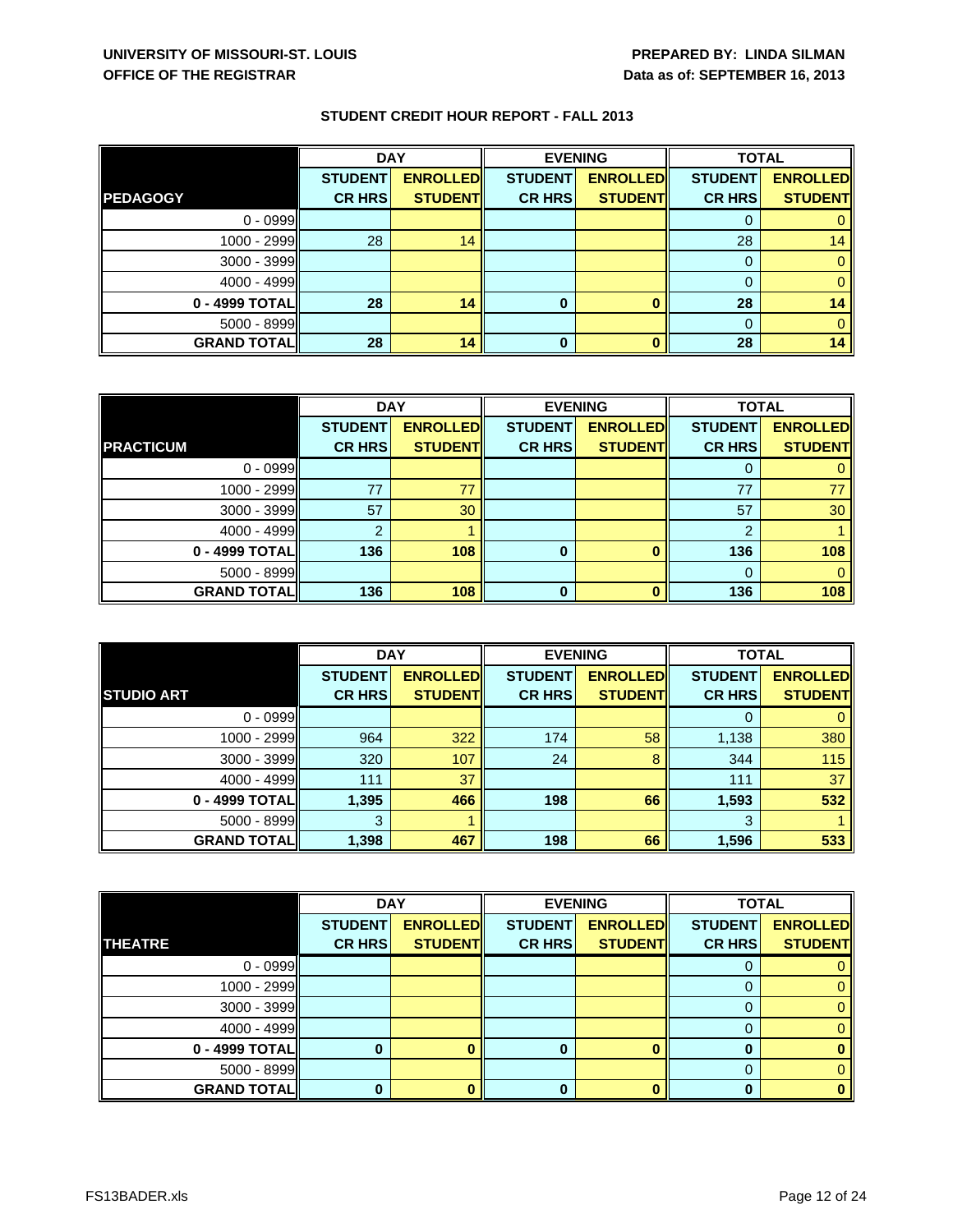UNIVERSITY OF MISSOURI-ST. LOUIS
OFFICE OF THE REGISTRAR

PREPARED BY: LINDA SILMAN
Data as of: SEPTEMBER 16, 2013

## STUDENT CREDIT HOUR REPORT - FALL 2013

| PEDAGOGY | DAY | | EVENING | | TOTAL | |
|---|---|---|---|---|---|---|
| | STUDENT CR HRS | ENROLLED STUDENT | STUDENT CR HRS | ENROLLED STUDENT | STUDENT CR HRS | ENROLLED STUDENT |
| 0 - 0999 | | | | | 0 | 0 |
| 1000 - 2999 | 28 | 14 | | | 28 | 14 |
| 3000 - 3999 | | | | | 0 | 0 |
| 4000 - 4999 | | | | | 0 | 0 |
| **0 - 4999 TOTAL** | **28** | **14** | **0** | **0** | **28** | **14** |
| 5000 - 8999 | | | | | 0 | 0 |
| **GRAND TOTAL** | **28** | **14** | **0** | **0** | **28** | **14** |

| PRACTICUM | DAY | | EVENING | | TOTAL | |
|---|---|---|---|---|---|---|
| | STUDENT CR HRS | ENROLLED STUDENT | STUDENT CR HRS | ENROLLED STUDENT | STUDENT CR HRS | ENROLLED STUDENT |
| 0 - 0999 | | | | | 0 | 0 |
| 1000 - 2999 | 77 | 77 | | | 77 | 77 |
| 3000 - 3999 | 57 | 30 | | | 57 | 30 |
| 4000 - 4999 | 2 | 1 | | | 2 | 1 |
| **0 - 4999 TOTAL** | **136** | **108** | **0** | **0** | **136** | **108** |
| 5000 - 8999 | | | | | 0 | 0 |
| **GRAND TOTAL** | **136** | **108** | **0** | **0** | **136** | **108** |

| STUDIO ART | DAY | | EVENING | | TOTAL | |
|---|---|---|---|---|---|---|
| | STUDENT CR HRS | ENROLLED STUDENT | STUDENT CR HRS | ENROLLED STUDENT | STUDENT CR HRS | ENROLLED STUDENT |
| 0 - 0999 | | | | | 0 | 0 |
| 1000 - 2999 | 964 | 322 | 174 | 58 | 1,138 | 380 |
| 3000 - 3999 | 320 | 107 | 24 | 8 | 344 | 115 |
| 4000 - 4999 | 111 | 37 | | | 111 | 37 |
| **0 - 4999 TOTAL** | **1,395** | **466** | **198** | **66** | **1,593** | **532** |
| 5000 - 8999 | 3 | 1 | | | 3 | 1 |
| **GRAND TOTAL** | **1,398** | **467** | **198** | **66** | **1,596** | **533** |

| THEATRE | DAY | | EVENING | | TOTAL | |
|---|---|---|---|---|---|---|
| | STUDENT CR HRS | ENROLLED STUDENT | STUDENT CR HRS | ENROLLED STUDENT | STUDENT CR HRS | ENROLLED STUDENT |
| 0 - 0999 | | | | | 0 | 0 |
| 1000 - 2999 | | | | | 0 | 0 |
| 3000 - 3999 | | | | | 0 | 0 |
| 4000 - 4999 | | | | | 0 | 0 |
| **0 - 4999 TOTAL** | **0** | **0** | **0** | **0** | **0** | **0** |
| 5000 - 8999 | | | | | 0 | 0 |
| **GRAND TOTAL** | **0** | **0** | **0** | **0** | **0** | **0** |

FS13BADER.xls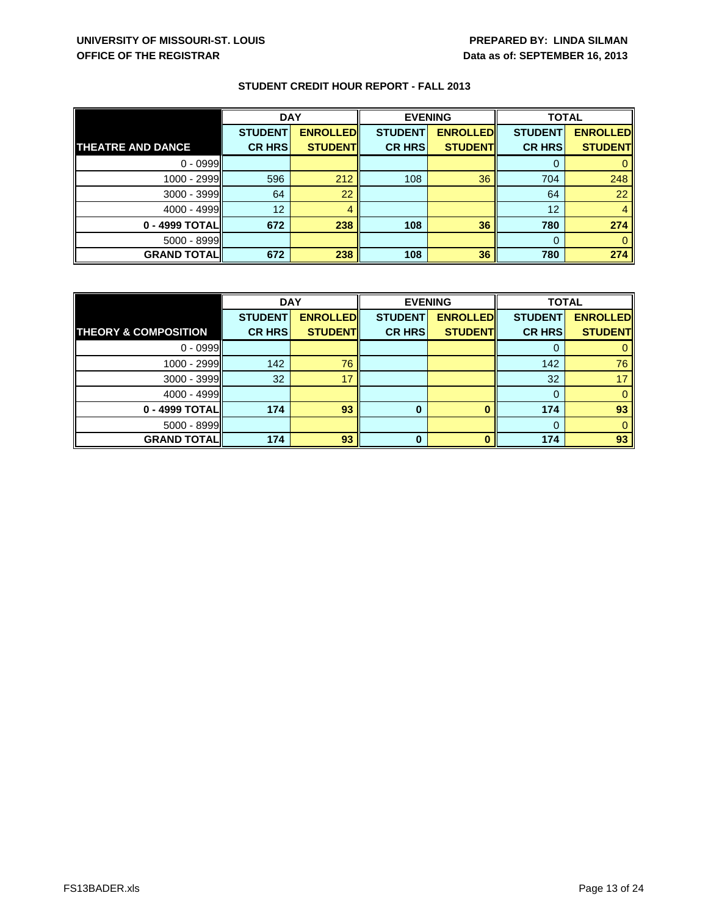**UNIVERSITY OF MISSOURI-ST. LOUIS**
**OFFICE OF THE REGISTRAR**

**PREPARED BY: LINDA SILMAN**
**Data as of: SEPTEMBER 16, 2013**

## STUDENT CREDIT HOUR REPORT - FALL 2013

| | DAY | | EVENING | | TOTAL | |
|---|---|---|---|---|---|---|
| **THEATRE AND DANCE** | **STUDENT CR HRS** | **ENROLLED STUDENT** | **STUDENT CR HRS** | **ENROLLED STUDENT** | **STUDENT CR HRS** | **ENROLLED STUDENT** |
| 0 - 0999 | | | | | 0 | 0 |
| 1000 - 2999 | 596 | 212 | 108 | 36 | 704 | 248 |
| 3000 - 3999 | 64 | 22 | | | 64 | 22 |
| 4000 - 4999 | 12 | 4 | | | 12 | 4 |
| **0 - 4999 TOTAL** | **672** | **238** | **108** | **36** | **780** | **274** |
| 5000 - 8999 | | | | | 0 | 0 |
| **GRAND TOTAL** | **672** | **238** | **108** | **36** | **780** | **274** |

| | DAY | | EVENING | | TOTAL | |
|---|---|---|---|---|---|---|
| **THEORY & COMPOSITION** | **STUDENT CR HRS** | **ENROLLED STUDENT** | **STUDENT CR HRS** | **ENROLLED STUDENT** | **STUDENT CR HRS** | **ENROLLED STUDENT** |
| 0 - 0999 | | | | | 0 | 0 |
| 1000 - 2999 | 142 | 76 | | | 142 | 76 |
| 3000 - 3999 | 32 | 17 | | | 32 | 17 |
| 4000 - 4999 | | | | | 0 | 0 |
| **0 - 4999 TOTAL** | **174** | **93** | **0** | **0** | **174** | **93** |
| 5000 - 8999 | | | | | 0 | 0 |
| **GRAND TOTAL** | **174** | **93** | **0** | **0** | **174** | **93** |

FS13BADER.xls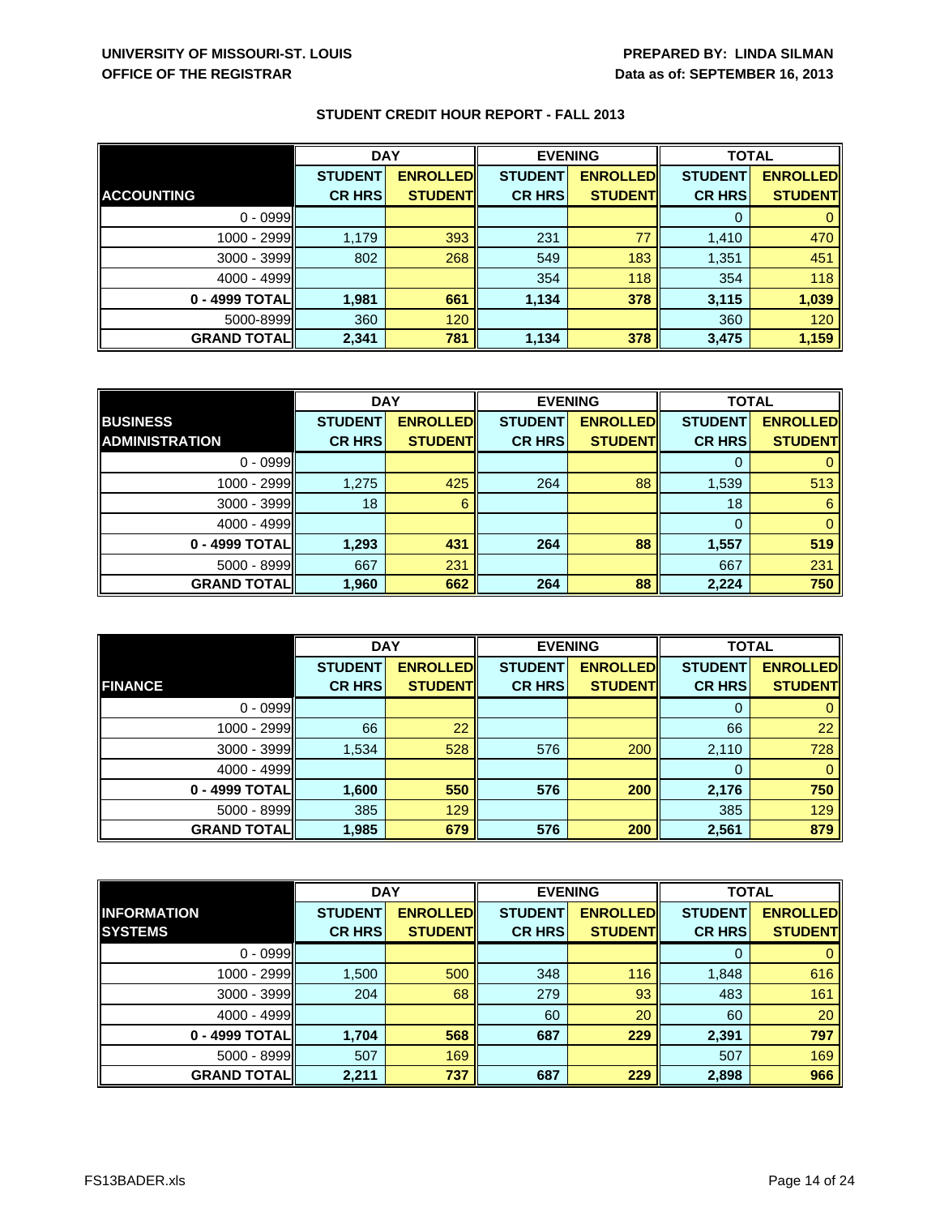**UNIVERSITY OF MISSOURI-ST. LOUIS**
**OFFICE OF THE REGISTRAR**

**PREPARED BY: LINDA SILMAN**
**Data as of: SEPTEMBER 16, 2013**

## STUDENT CREDIT HOUR REPORT - FALL 2013

| | DAY | | EVENING | | TOTAL | |
|---|---|---|---|---|---|---|
| **ACCOUNTING** | **STUDENT CR HRS** | **ENROLLED STUDENT** | **STUDENT CR HRS** | **ENROLLED STUDENT** | **STUDENT CR HRS** | **ENROLLED STUDENT** |
| 0 - 0999 | | | | | 0 | 0 |
| 1000 - 2999 | 1,179 | 393 | 231 | 77 | 1,410 | 470 |
| 3000 - 3999 | 802 | 268 | 549 | 183 | 1,351 | 451 |
| 4000 - 4999 | | | 354 | 118 | 354 | 118 |
| **0 - 4999 TOTAL** | **1,981** | **661** | **1,134** | **378** | **3,115** | **1,039** |
| 5000-8999 | 360 | 120 | | | 360 | 120 |
| **GRAND TOTAL** | **2,341** | **781** | **1,134** | **378** | **3,475** | **1,159** |

| | DAY | | EVENING | | TOTAL | |
|---|---|---|---|---|---|---|
| **BUSINESS ADMINISTRATION** | **STUDENT CR HRS** | **ENROLLED STUDENT** | **STUDENT CR HRS** | **ENROLLED STUDENT** | **STUDENT CR HRS** | **ENROLLED STUDENT** |
| 0 - 0999 | | | | | 0 | 0 |
| 1000 - 2999 | 1,275 | 425 | 264 | 88 | 1,539 | 513 |
| 3000 - 3999 | 18 | 6 | | | 18 | 6 |
| 4000 - 4999 | | | | | 0 | 0 |
| **0 - 4999 TOTAL** | **1,293** | **431** | **264** | **88** | **1,557** | **519** |
| 5000 - 8999 | 667 | 231 | | | 667 | 231 |
| **GRAND TOTAL** | **1,960** | **662** | **264** | **88** | **2,224** | **750** |

| | DAY | | EVENING | | TOTAL | |
|---|---|---|---|---|---|---|
| **FINANCE** | **STUDENT CR HRS** | **ENROLLED STUDENT** | **STUDENT CR HRS** | **ENROLLED STUDENT** | **STUDENT CR HRS** | **ENROLLED STUDENT** |
| 0 - 0999 | | | | | 0 | 0 |
| 1000 - 2999 | 66 | 22 | | | 66 | 22 |
| 3000 - 3999 | 1,534 | 528 | 576 | 200 | 2,110 | 728 |
| 4000 - 4999 | | | | | 0 | 0 |
| **0 - 4999 TOTAL** | **1,600** | **550** | **576** | **200** | **2,176** | **750** |
| 5000 - 8999 | 385 | 129 | | | 385 | 129 |
| **GRAND TOTAL** | **1,985** | **679** | **576** | **200** | **2,561** | **879** |

| | DAY | | EVENING | | TOTAL | |
|---|---|---|---|---|---|---|
| **INFORMATION SYSTEMS** | **STUDENT CR HRS** | **ENROLLED STUDENT** | **STUDENT CR HRS** | **ENROLLED STUDENT** | **STUDENT CR HRS** | **ENROLLED STUDENT** |
| 0 - 0999 | | | | | 0 | 0 |
| 1000 - 2999 | 1,500 | 500 | 348 | 116 | 1,848 | 616 |
| 3000 - 3999 | 204 | 68 | 279 | 93 | 483 | 161 |
| 4000 - 4999 | | | 60 | 20 | 60 | 20 |
| **0 - 4999 TOTAL** | **1,704** | **568** | **687** | **229** | **2,391** | **797** |
| 5000 - 8999 | 507 | 169 | | | 507 | 169 |
| **GRAND TOTAL** | **2,211** | **737** | **687** | **229** | **2,898** | **966** |

FS13BADER.xls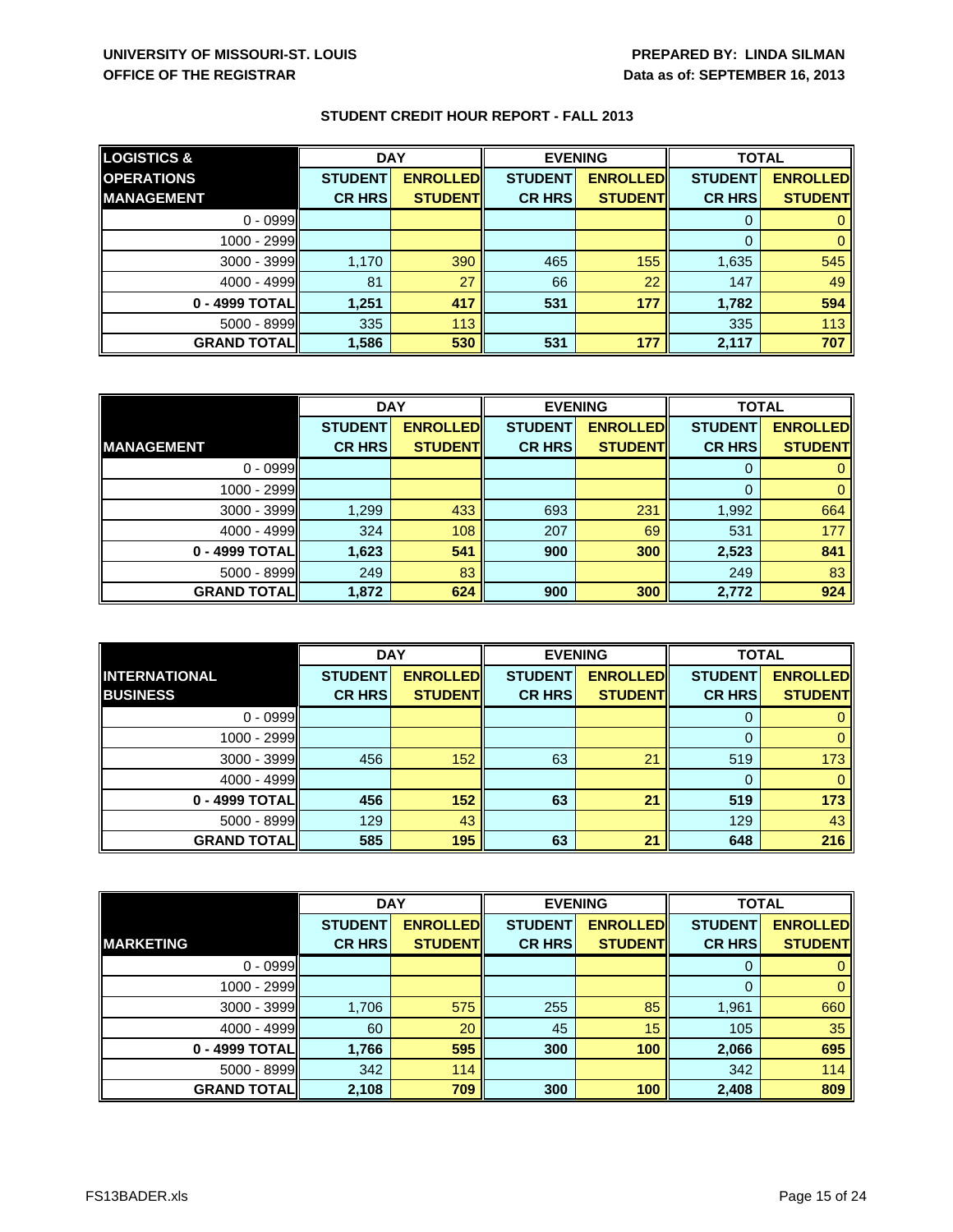UNIVERSITY OF MISSOURI-ST. LOUIS
OFFICE OF THE REGISTRAR

PREPARED BY: LINDA SILMAN
Data as of: SEPTEMBER 16, 2013

## STUDENT CREDIT HOUR REPORT - FALL 2013

| LOGISTICS & OPERATIONS MANAGEMENT | DAY | | EVENING | | TOTAL | |
|---|---|---|---|---|---|---|
| | STUDENT CR HRS | ENROLLED STUDENT | STUDENT CR HRS | ENROLLED STUDENT | STUDENT CR HRS | ENROLLED STUDENT |
| 0 - 0999 | | | | | 0 | 0 |
| 1000 - 2999 | | | | | 0 | 0 |
| 3000 - 3999 | 1,170 | 390 | 465 | 155 | 1,635 | 545 |
| 4000 - 4999 | 81 | 27 | 66 | 22 | 147 | 49 |
| **0 - 4999 TOTAL** | **1,251** | **417** | **531** | **177** | **1,782** | **594** |
| 5000 - 8999 | 335 | 113 | | | 335 | 113 |
| **GRAND TOTAL** | **1,586** | **530** | **531** | **177** | **2,117** | **707** |

| MANAGEMENT | DAY | | EVENING | | TOTAL | |
|---|---|---|---|---|---|---|
| | STUDENT CR HRS | ENROLLED STUDENT | STUDENT CR HRS | ENROLLED STUDENT | STUDENT CR HRS | ENROLLED STUDENT |
| 0 - 0999 | | | | | 0 | 0 |
| 1000 - 2999 | | | | | 0 | 0 |
| 3000 - 3999 | 1,299 | 433 | 693 | 231 | 1,992 | 664 |
| 4000 - 4999 | 324 | 108 | 207 | 69 | 531 | 177 |
| **0 - 4999 TOTAL** | **1,623** | **541** | **900** | **300** | **2,523** | **841** |
| 5000 - 8999 | 249 | 83 | | | 249 | 83 |
| **GRAND TOTAL** | **1,872** | **624** | **900** | **300** | **2,772** | **924** |

| INTERNATIONAL BUSINESS | DAY | | EVENING | | TOTAL | |
|---|---|---|---|---|---|---|
| | STUDENT CR HRS | ENROLLED STUDENT | STUDENT CR HRS | ENROLLED STUDENT | STUDENT CR HRS | ENROLLED STUDENT |
| 0 - 0999 | | | | | 0 | 0 |
| 1000 - 2999 | | | | | 0 | 0 |
| 3000 - 3999 | 456 | 152 | 63 | 21 | 519 | 173 |
| 4000 - 4999 | | | | | 0 | 0 |
| **0 - 4999 TOTAL** | **456** | **152** | **63** | **21** | **519** | **173** |
| 5000 - 8999 | 129 | 43 | | | 129 | 43 |
| **GRAND TOTAL** | **585** | **195** | **63** | **21** | **648** | **216** |

| MARKETING | DAY | | EVENING | | TOTAL | |
|---|---|---|---|---|---|---|
| | STUDENT CR HRS | ENROLLED STUDENT | STUDENT CR HRS | ENROLLED STUDENT | STUDENT CR HRS | ENROLLED STUDENT |
| 0 - 0999 | | | | | 0 | 0 |
| 1000 - 2999 | | | | | 0 | 0 |
| 3000 - 3999 | 1,706 | 575 | 255 | 85 | 1,961 | 660 |
| 4000 - 4999 | 60 | 20 | 45 | 15 | 105 | 35 |
| **0 - 4999 TOTAL** | **1,766** | **595** | **300** | **100** | **2,066** | **695** |
| 5000 - 8999 | 342 | 114 | | | 342 | 114 |
| **GRAND TOTAL** | **2,108** | **709** | **300** | **100** | **2,408** | **809** |

FS13BADER.xls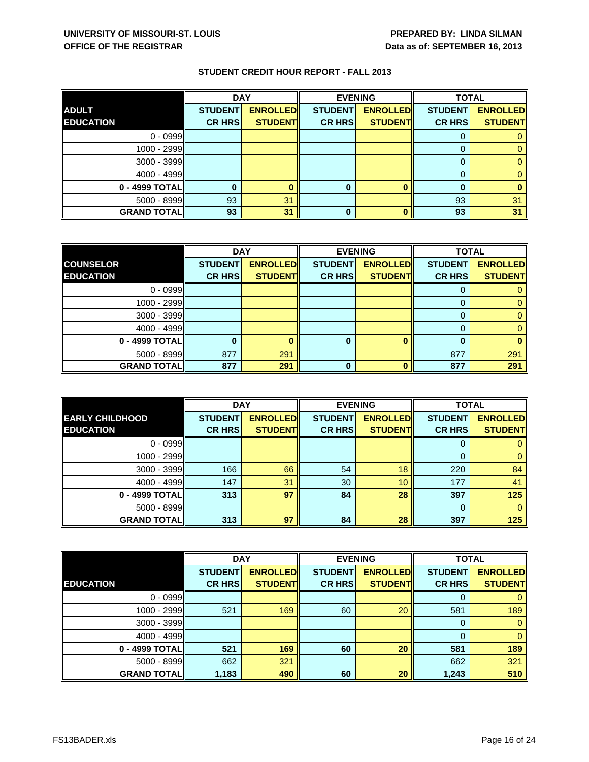**UNIVERSITY OF MISSOURI-ST. LOUIS**
**OFFICE OF THE REGISTRAR**

**PREPARED BY: LINDA SILMAN**
**Data as of: SEPTEMBER 16, 2013**

## STUDENT CREDIT HOUR REPORT - FALL 2013

| | DAY | | EVENING | | TOTAL | |
|---|---|---|---|---|---|---|
| **ADULT EDUCATION** | **STUDENT CR HRS** | **ENROLLED STUDENT** | **STUDENT CR HRS** | **ENROLLED STUDENT** | **STUDENT CR HRS** | **ENROLLED STUDENT** |
| 0 - 0999 | | | | | 0 | 0 |
| 1000 - 2999 | | | | | 0 | 0 |
| 3000 - 3999 | | | | | 0 | 0 |
| 4000 - 4999 | | | | | 0 | 0 |
| **0 - 4999 TOTAL** | **0** | **0** | **0** | **0** | **0** | **0** |
| 5000 - 8999 | 93 | 31 | | | 93 | 31 |
| **GRAND TOTAL** | **93** | **31** | **0** | **0** | **93** | **31** |

| | DAY | | EVENING | | TOTAL | |
|---|---|---|---|---|---|---|
| **COUNSELOR EDUCATION** | **STUDENT CR HRS** | **ENROLLED STUDENT** | **STUDENT CR HRS** | **ENROLLED STUDENT** | **STUDENT CR HRS** | **ENROLLED STUDENT** |
| 0 - 0999 | | | | | 0 | 0 |
| 1000 - 2999 | | | | | 0 | 0 |
| 3000 - 3999 | | | | | 0 | 0 |
| 4000 - 4999 | | | | | 0 | 0 |
| **0 - 4999 TOTAL** | **0** | **0** | **0** | **0** | **0** | **0** |
| 5000 - 8999 | 877 | 291 | | | 877 | 291 |
| **GRAND TOTAL** | **877** | **291** | **0** | **0** | **877** | **291** |

| | DAY | | EVENING | | TOTAL | |
|---|---|---|---|---|---|---|
| **EARLY CHILDHOOD EDUCATION** | **STUDENT CR HRS** | **ENROLLED STUDENT** | **STUDENT CR HRS** | **ENROLLED STUDENT** | **STUDENT CR HRS** | **ENROLLED STUDENT** |
| 0 - 0999 | | | | | 0 | 0 |
| 1000 - 2999 | | | | | 0 | 0 |
| 3000 - 3999 | 166 | 66 | 54 | 18 | 220 | 84 |
| 4000 - 4999 | 147 | 31 | 30 | 10 | 177 | 41 |
| **0 - 4999 TOTAL** | **313** | **97** | **84** | **28** | **397** | **125** |
| 5000 - 8999 | | | | | 0 | 0 |
| **GRAND TOTAL** | **313** | **97** | **84** | **28** | **397** | **125** |

| | DAY | | EVENING | | TOTAL | |
|---|---|---|---|---|---|---|
| **EDUCATION** | **STUDENT CR HRS** | **ENROLLED STUDENT** | **STUDENT CR HRS** | **ENROLLED STUDENT** | **STUDENT CR HRS** | **ENROLLED STUDENT** |
| 0 - 0999 | | | | | 0 | 0 |
| 1000 - 2999 | 521 | 169 | 60 | 20 | 581 | 189 |
| 3000 - 3999 | | | | | 0 | 0 |
| 4000 - 4999 | | | | | 0 | 0 |
| **0 - 4999 TOTAL** | **521** | **169** | **60** | **20** | **581** | **189** |
| 5000 - 8999 | 662 | 321 | | | 662 | 321 |
| **GRAND TOTAL** | **1,183** | **490** | **60** | **20** | **1,243** | **510** |

FS13BADER.xls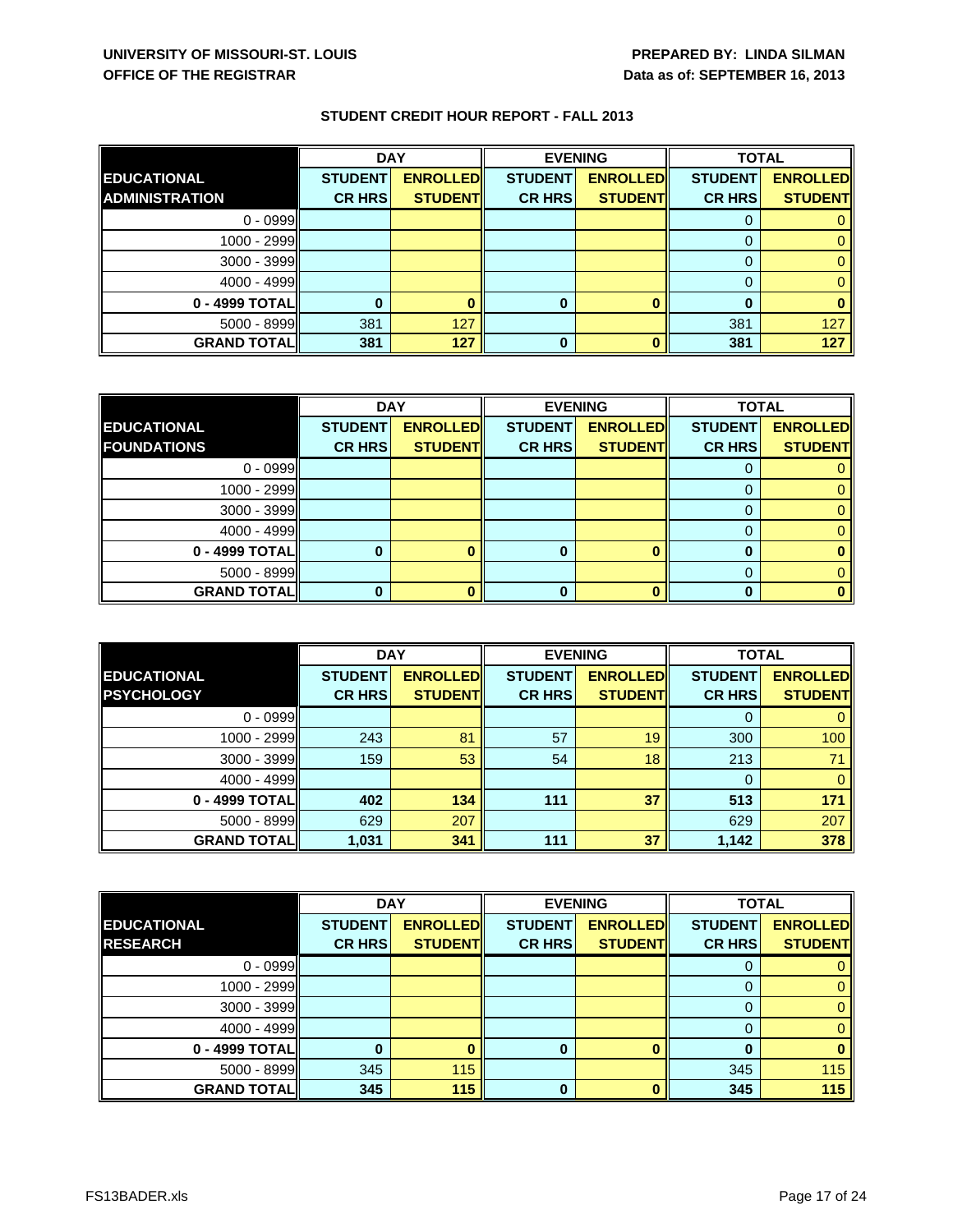UNIVERSITY OF MISSOURI-ST. LOUIS
OFFICE OF THE REGISTRAR

PREPARED BY: LINDA SILMAN
Data as of: SEPTEMBER 16, 2013

## STUDENT CREDIT HOUR REPORT - FALL 2013

| EDUCATIONAL ADMINISTRATION | DAY | | EVENING | | TOTAL | |
|---|---|---|---|---|---|---|
| | STUDENT CR HRS | ENROLLED STUDENT | STUDENT CR HRS | ENROLLED STUDENT | STUDENT CR HRS | ENROLLED STUDENT |
| 0 - 0999 | | | | | 0 | 0 |
| 1000 - 2999 | | | | | 0 | 0 |
| 3000 - 3999 | | | | | 0 | 0 |
| 4000 - 4999 | | | | | 0 | 0 |
| **0 - 4999 TOTAL** | **0** | **0** | **0** | **0** | **0** | **0** |
| 5000 - 8999 | 381 | 127 | | | 381 | 127 |
| **GRAND TOTAL** | **381** | **127** | **0** | **0** | **381** | **127** |

| EDUCATIONAL FOUNDATIONS | DAY | | EVENING | | TOTAL | |
|---|---|---|---|---|---|---|
| | STUDENT CR HRS | ENROLLED STUDENT | STUDENT CR HRS | ENROLLED STUDENT | STUDENT CR HRS | ENROLLED STUDENT |
| 0 - 0999 | | | | | 0 | 0 |
| 1000 - 2999 | | | | | 0 | 0 |
| 3000 - 3999 | | | | | 0 | 0 |
| 4000 - 4999 | | | | | 0 | 0 |
| **0 - 4999 TOTAL** | **0** | **0** | **0** | **0** | **0** | **0** |
| 5000 - 8999 | | | | | 0 | 0 |
| **GRAND TOTAL** | **0** | **0** | **0** | **0** | **0** | **0** |

| EDUCATIONAL PSYCHOLOGY | DAY | | EVENING | | TOTAL | |
|---|---|---|---|---|---|---|
| | STUDENT CR HRS | ENROLLED STUDENT | STUDENT CR HRS | ENROLLED STUDENT | STUDENT CR HRS | ENROLLED STUDENT |
| 0 - 0999 | | | | | 0 | 0 |
| 1000 - 2999 | 243 | 81 | 57 | 19 | 300 | 100 |
| 3000 - 3999 | 159 | 53 | 54 | 18 | 213 | 71 |
| 4000 - 4999 | | | | | 0 | 0 |
| **0 - 4999 TOTAL** | **402** | **134** | **111** | **37** | **513** | **171** |
| 5000 - 8999 | 629 | 207 | | | 629 | 207 |
| **GRAND TOTAL** | **1,031** | **341** | **111** | **37** | **1,142** | **378** |

| EDUCATIONAL RESEARCH | DAY | | EVENING | | TOTAL | |
|---|---|---|---|---|---|---|
| | STUDENT CR HRS | ENROLLED STUDENT | STUDENT CR HRS | ENROLLED STUDENT | STUDENT CR HRS | ENROLLED STUDENT |
| 0 - 0999 | | | | | 0 | 0 |
| 1000 - 2999 | | | | | 0 | 0 |
| 3000 - 3999 | | | | | 0 | 0 |
| 4000 - 4999 | | | | | 0 | 0 |
| **0 - 4999 TOTAL** | **0** | **0** | **0** | **0** | **0** | **0** |
| 5000 - 8999 | 345 | 115 | | | 345 | 115 |
| **GRAND TOTAL** | **345** | **115** | **0** | **0** | **345** | **115** |

FS13BADER.xls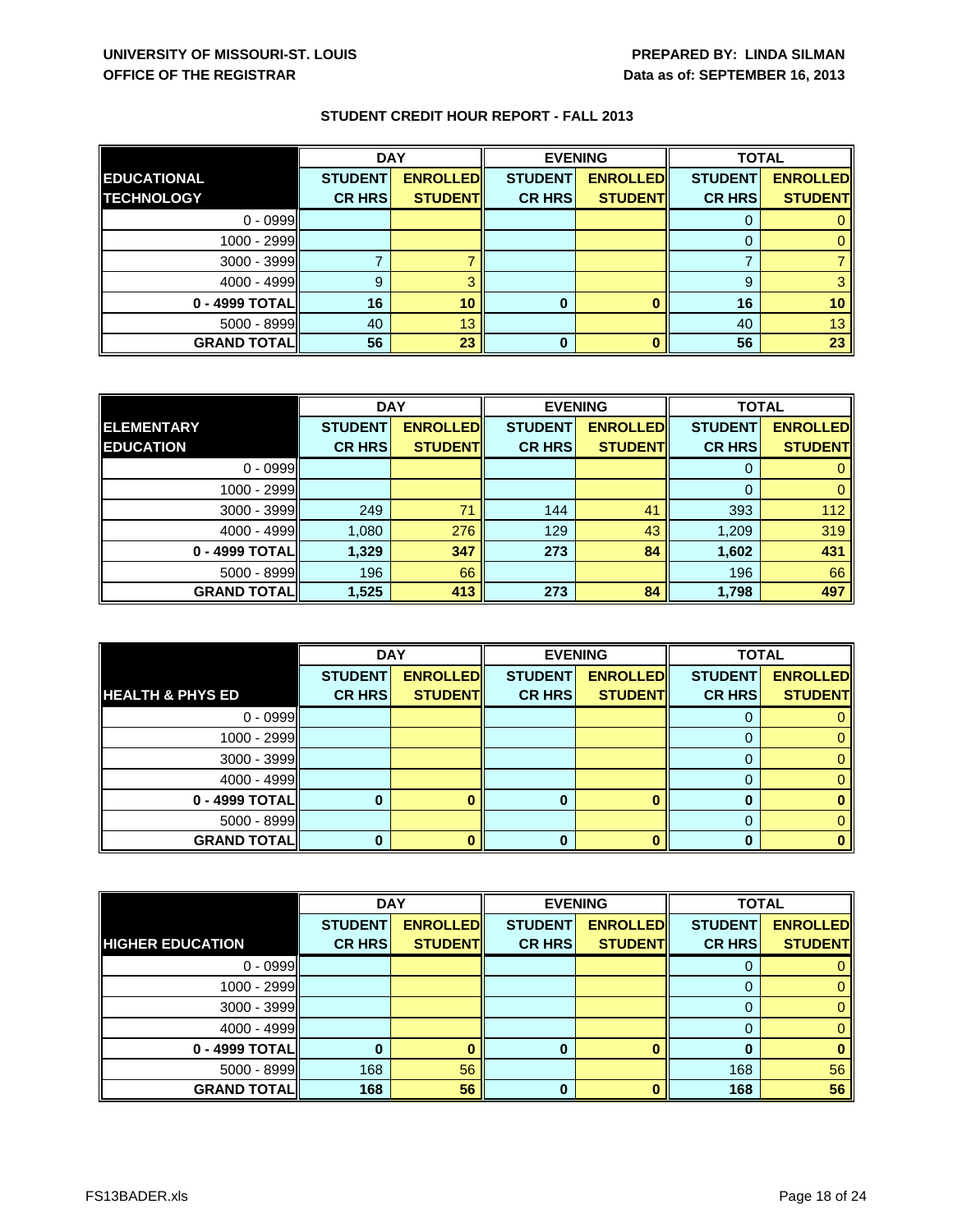**UNIVERSITY OF MISSOURI-ST. LOUIS**
**OFFICE OF THE REGISTRAR**

**PREPARED BY: LINDA SILMAN**
**Data as of: SEPTEMBER 16, 2013**

### STUDENT CREDIT HOUR REPORT - FALL 2013

| EDUCATIONAL TECHNOLOGY | DAY | | EVENING | | TOTAL | |
|---|---|---|---|---|---|---|
| | STUDENT CR HRS | ENROLLED STUDENT | STUDENT CR HRS | ENROLLED STUDENT | STUDENT CR HRS | ENROLLED STUDENT |
| 0 - 0999 | | | | | 0 | 0 |
| 1000 - 2999 | | | | | 0 | 0 |
| 3000 - 3999 | 7 | 7 | | | 7 | 7 |
| 4000 - 4999 | 9 | 3 | | | 9 | 3 |
| **0 - 4999 TOTAL** | **16** | **10** | **0** | **0** | **16** | **10** |
| 5000 - 8999 | 40 | 13 | | | 40 | 13 |
| **GRAND TOTAL** | **56** | **23** | **0** | **0** | **56** | **23** |

| ELEMENTARY EDUCATION | DAY | | EVENING | | TOTAL | |
|---|---|---|---|---|---|---|
| | STUDENT CR HRS | ENROLLED STUDENT | STUDENT CR HRS | ENROLLED STUDENT | STUDENT CR HRS | ENROLLED STUDENT |
| 0 - 0999 | | | | | 0 | 0 |
| 1000 - 2999 | | | | | 0 | 0 |
| 3000 - 3999 | 249 | 71 | 144 | 41 | 393 | 112 |
| 4000 - 4999 | 1,080 | 276 | 129 | 43 | 1,209 | 319 |
| **0 - 4999 TOTAL** | **1,329** | **347** | **273** | **84** | **1,602** | **431** |
| 5000 - 8999 | 196 | 66 | | | 196 | 66 |
| **GRAND TOTAL** | **1,525** | **413** | **273** | **84** | **1,798** | **497** |

| HEALTH & PHYS ED | DAY | | EVENING | | TOTAL | |
|---|---|---|---|---|---|---|
| | STUDENT CR HRS | ENROLLED STUDENT | STUDENT CR HRS | ENROLLED STUDENT | STUDENT CR HRS | ENROLLED STUDENT |
| 0 - 0999 | | | | | 0 | 0 |
| 1000 - 2999 | | | | | 0 | 0 |
| 3000 - 3999 | | | | | 0 | 0 |
| 4000 - 4999 | | | | | 0 | 0 |
| **0 - 4999 TOTAL** | **0** | **0** | **0** | **0** | **0** | **0** |
| 5000 - 8999 | | | | | 0 | 0 |
| **GRAND TOTAL** | **0** | **0** | **0** | **0** | **0** | **0** |

| HIGHER EDUCATION | DAY | | EVENING | | TOTAL | |
|---|---|---|---|---|---|---|
| | STUDENT CR HRS | ENROLLED STUDENT | STUDENT CR HRS | ENROLLED STUDENT | STUDENT CR HRS | ENROLLED STUDENT |
| 0 - 0999 | | | | | 0 | 0 |
| 1000 - 2999 | | | | | 0 | 0 |
| 3000 - 3999 | | | | | 0 | 0 |
| 4000 - 4999 | | | | | 0 | 0 |
| **0 - 4999 TOTAL** | **0** | **0** | **0** | **0** | **0** | **0** |
| 5000 - 8999 | 168 | 56 | | | 168 | 56 |
| **GRAND TOTAL** | **168** | **56** | **0** | **0** | **168** | **56** |

FS13BADER.xls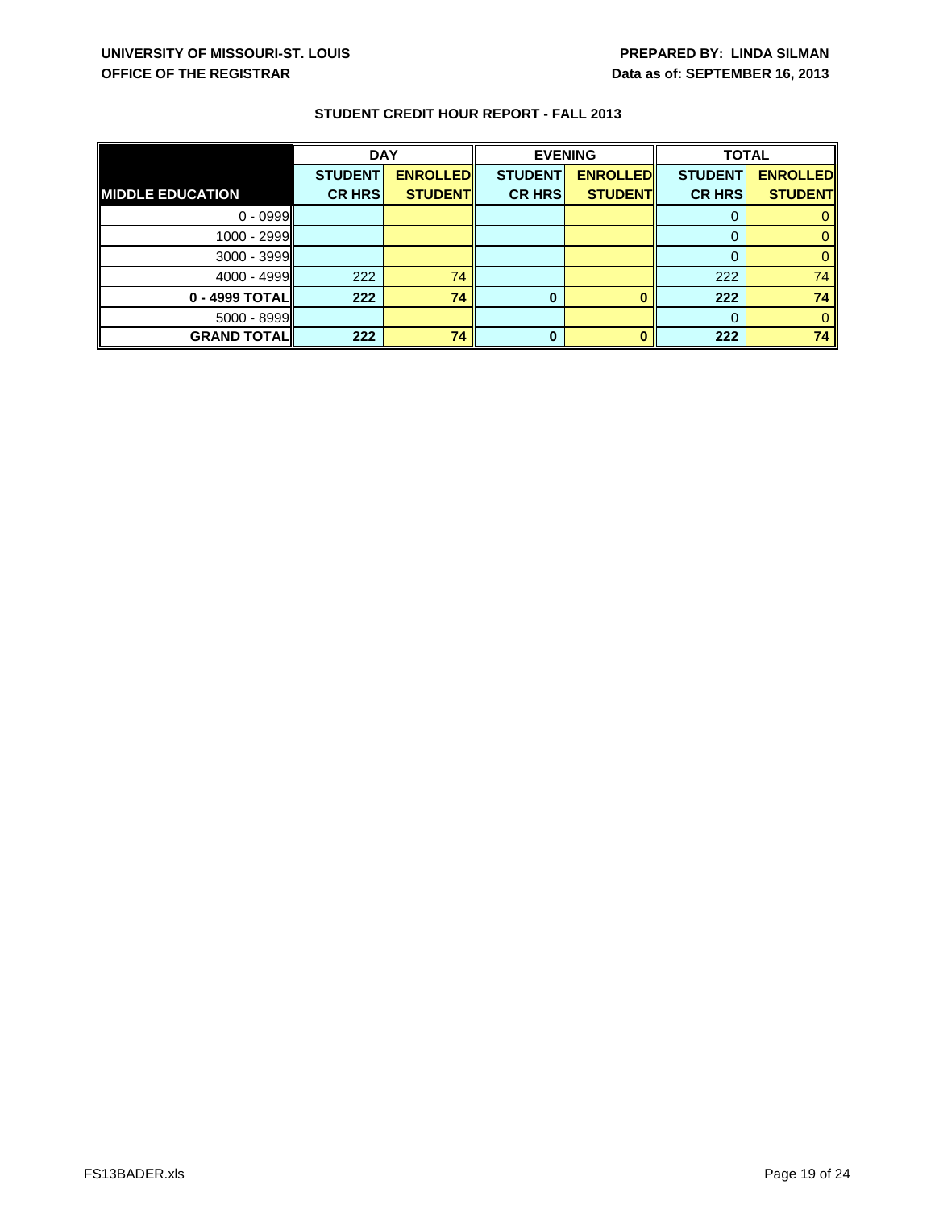UNIVERSITY OF MISSOURI-ST. LOUIS
OFFICE OF THE REGISTRAR

PREPARED BY: LINDA SILMAN
Data as of: SEPTEMBER 16, 2013

## STUDENT CREDIT HOUR REPORT - FALL 2013

| | DAY | | EVENING | | TOTAL | |
|---|---|---|---|---|---|---|
| **MIDDLE EDUCATION** | **STUDENT CR HRS** | **ENROLLED STUDENT** | **STUDENT CR HRS** | **ENROLLED STUDENT** | **STUDENT CR HRS** | **ENROLLED STUDENT** |
| 0 - 0999 | | | | | 0 | 0 |
| 1000 - 2999 | | | | | 0 | 0 |
| 3000 - 3999 | | | | | 0 | 0 |
| 4000 - 4999 | 222 | 74 | | | 222 | 74 |
| **0 - 4999 TOTAL** | **222** | **74** | **0** | **0** | **222** | **74** |
| 5000 - 8999 | | | | | 0 | 0 |
| **GRAND TOTAL** | **222** | **74** | **0** | **0** | **222** | **74** |

FS13BADER.xls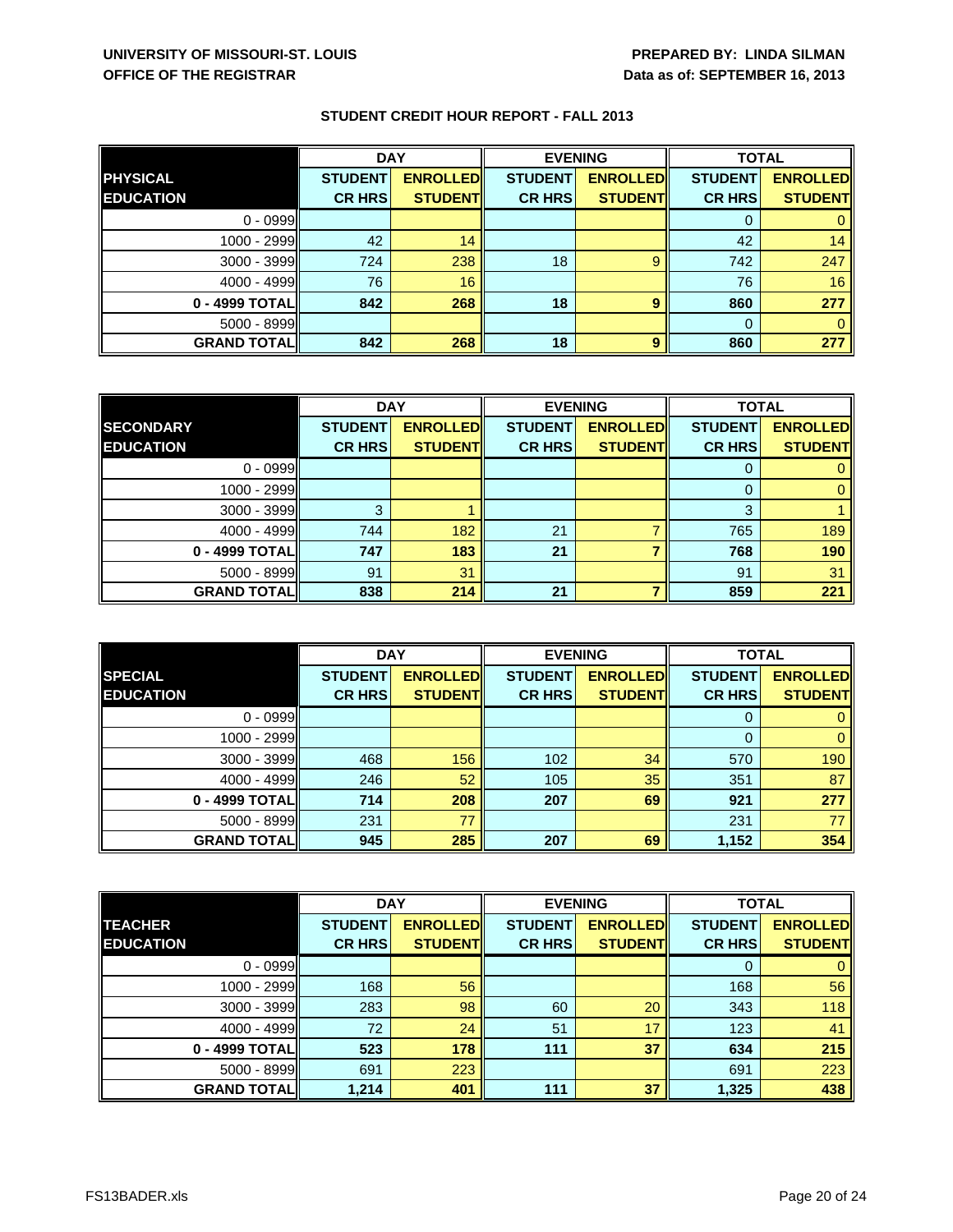UNIVERSITY OF MISSOURI-ST. LOUIS
OFFICE OF THE REGISTRAR

PREPARED BY: LINDA SILMAN
Data as of: SEPTEMBER 16, 2013

## STUDENT CREDIT HOUR REPORT - FALL 2013

| PHYSICAL EDUCATION | DAY | | EVENING | | TOTAL | |
|---|---|---|---|---|---|---|
| | STUDENT CR HRS | ENROLLED STUDENT | STUDENT CR HRS | ENROLLED STUDENT | STUDENT CR HRS | ENROLLED STUDENT |
| 0 - 0999 | | | | | 0 | 0 |
| 1000 - 2999 | 42 | 14 | | | 42 | 14 |
| 3000 - 3999 | 724 | 238 | 18 | 9 | 742 | 247 |
| 4000 - 4999 | 76 | 16 | | | 76 | 16 |
| **0 - 4999 TOTAL** | **842** | **268** | **18** | **9** | **860** | **277** |
| 5000 - 8999 | | | | | 0 | 0 |
| **GRAND TOTAL** | **842** | **268** | **18** | **9** | **860** | **277** |

| SECONDARY EDUCATION | DAY | | EVENING | | TOTAL | |
|---|---|---|---|---|---|---|
| | STUDENT CR HRS | ENROLLED STUDENT | STUDENT CR HRS | ENROLLED STUDENT | STUDENT CR HRS | ENROLLED STUDENT |
| 0 - 0999 | | | | | 0 | 0 |
| 1000 - 2999 | | | | | 0 | 0 |
| 3000 - 3999 | 3 | 1 | | | 3 | 1 |
| 4000 - 4999 | 744 | 182 | 21 | 7 | 765 | 189 |
| **0 - 4999 TOTAL** | **747** | **183** | **21** | **7** | **768** | **190** |
| 5000 - 8999 | 91 | 31 | | | 91 | 31 |
| **GRAND TOTAL** | **838** | **214** | **21** | **7** | **859** | **221** |

| SPECIAL EDUCATION | DAY | | EVENING | | TOTAL | |
|---|---|---|---|---|---|---|
| | STUDENT CR HRS | ENROLLED STUDENT | STUDENT CR HRS | ENROLLED STUDENT | STUDENT CR HRS | ENROLLED STUDENT |
| 0 - 0999 | | | | | 0 | 0 |
| 1000 - 2999 | | | | | 0 | 0 |
| 3000 - 3999 | 468 | 156 | 102 | 34 | 570 | 190 |
| 4000 - 4999 | 246 | 52 | 105 | 35 | 351 | 87 |
| **0 - 4999 TOTAL** | **714** | **208** | **207** | **69** | **921** | **277** |
| 5000 - 8999 | 231 | 77 | | | 231 | 77 |
| **GRAND TOTAL** | **945** | **285** | **207** | **69** | **1,152** | **354** |

| TEACHER EDUCATION | DAY | | EVENING | | TOTAL | |
|---|---|---|---|---|---|---|
| | STUDENT CR HRS | ENROLLED STUDENT | STUDENT CR HRS | ENROLLED STUDENT | STUDENT CR HRS | ENROLLED STUDENT |
| 0 - 0999 | | | | | 0 | 0 |
| 1000 - 2999 | 168 | 56 | | | 168 | 56 |
| 3000 - 3999 | 283 | 98 | 60 | 20 | 343 | 118 |
| 4000 - 4999 | 72 | 24 | 51 | 17 | 123 | 41 |
| **0 - 4999 TOTAL** | **523** | **178** | **111** | **37** | **634** | **215** |
| 5000 - 8999 | 691 | 223 | | | 691 | 223 |
| **GRAND TOTAL** | **1,214** | **401** | **111** | **37** | **1,325** | **438** |

FS13BADER.xls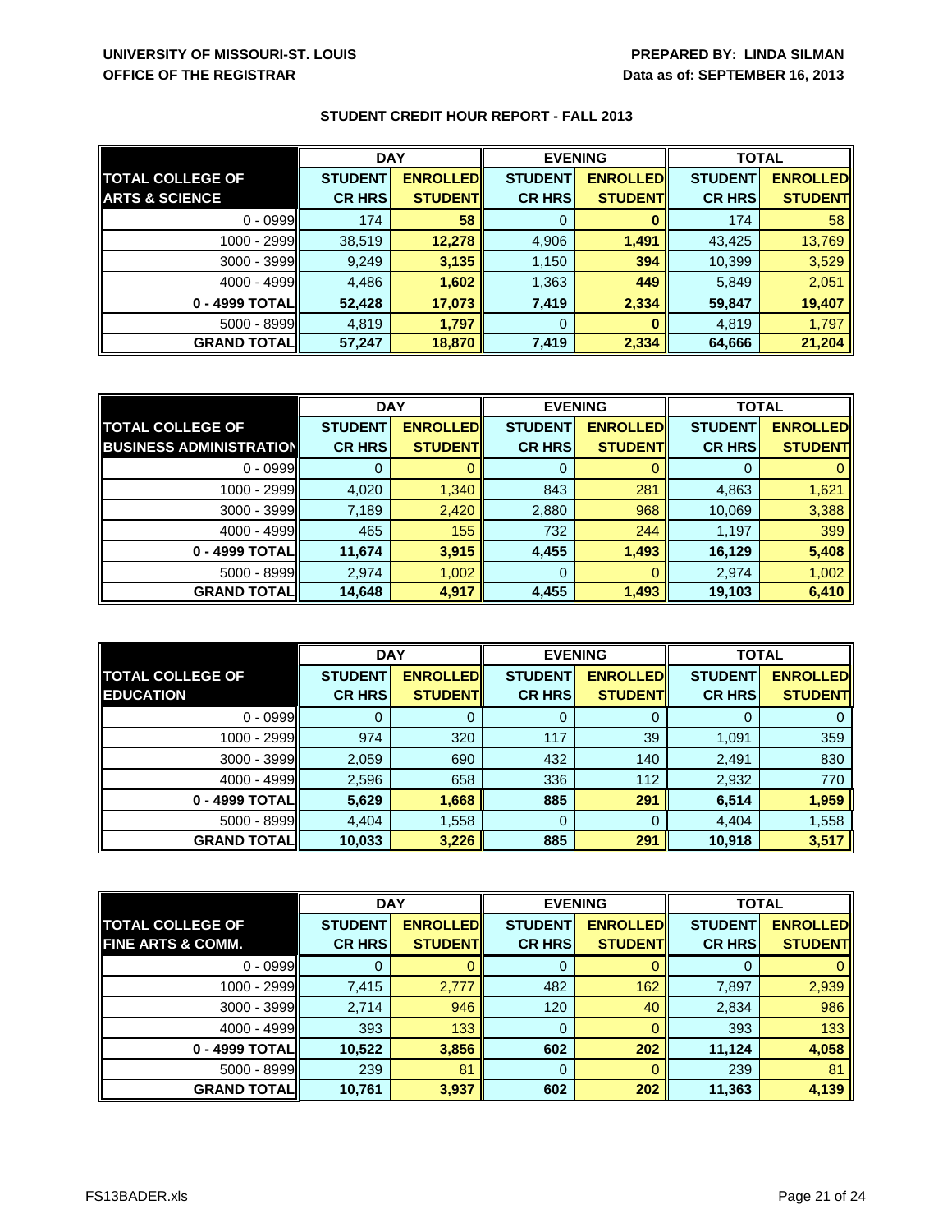**UNIVERSITY OF MISSOURI-ST. LOUIS**
**OFFICE OF THE REGISTRAR**

**PREPARED BY: LINDA SILMAN**
**Data as of: SEPTEMBER 16, 2013**

## STUDENT CREDIT HOUR REPORT - FALL 2013

| | DAY | | EVENING | | TOTAL | |
|---|---|---|---|---|---|---|
| **TOTAL COLLEGE OF ARTS & SCIENCE** | **STUDENT CR HRS** | **ENROLLED STUDENT** | **STUDENT CR HRS** | **ENROLLED STUDENT** | **STUDENT CR HRS** | **ENROLLED STUDENT** |
| 0 - 0999 | 174 | **58** | 0 | **0** | 174 | 58 |
| 1000 - 2999 | 38,519 | **12,278** | 4,906 | **1,491** | 43,425 | 13,769 |
| 3000 - 3999 | 9,249 | **3,135** | 1,150 | **394** | 10,399 | 3,529 |
| 4000 - 4999 | 4,486 | **1,602** | 1,363 | **449** | 5,849 | 2,051 |
| **0 - 4999 TOTAL** | **52,428** | **17,073** | **7,419** | **2,334** | **59,847** | **19,407** |
| 5000 - 8999 | 4,819 | **1,797** | 0 | **0** | 4,819 | 1,797 |
| **GRAND TOTAL** | **57,247** | **18,870** | **7,419** | **2,334** | **64,666** | **21,204** |

| | DAY | | EVENING | | TOTAL | |
|---|---|---|---|---|---|---|
| **TOTAL COLLEGE OF BUSINESS ADMINISTRATION** | **STUDENT CR HRS** | **ENROLLED STUDENT** | **STUDENT CR HRS** | **ENROLLED STUDENT** | **STUDENT CR HRS** | **ENROLLED STUDENT** |
| 0 - 0999 | 0 | 0 | 0 | 0 | 0 | 0 |
| 1000 - 2999 | 4,020 | 1,340 | 843 | 281 | 4,863 | 1,621 |
| 3000 - 3999 | 7,189 | 2,420 | 2,880 | 968 | 10,069 | 3,388 |
| 4000 - 4999 | 465 | 155 | 732 | 244 | 1,197 | 399 |
| **0 - 4999 TOTAL** | **11,674** | **3,915** | **4,455** | **1,493** | **16,129** | **5,408** |
| 5000 - 8999 | 2,974 | 1,002 | 0 | 0 | 2,974 | 1,002 |
| **GRAND TOTAL** | **14,648** | **4,917** | **4,455** | **1,493** | **19,103** | **6,410** |

| | DAY | | EVENING | | TOTAL | |
|---|---|---|---|---|---|---|
| **TOTAL COLLEGE OF EDUCATION** | **STUDENT CR HRS** | **ENROLLED STUDENT** | **STUDENT CR HRS** | **ENROLLED STUDENT** | **STUDENT CR HRS** | **ENROLLED STUDENT** |
| 0 - 0999 | 0 | 0 | 0 | 0 | 0 | 0 |
| 1000 - 2999 | 974 | 320 | 117 | 39 | 1,091 | 359 |
| 3000 - 3999 | 2,059 | 690 | 432 | 140 | 2,491 | 830 |
| 4000 - 4999 | 2,596 | 658 | 336 | 112 | 2,932 | 770 |
| **0 - 4999 TOTAL** | **5,629** | **1,668** | **885** | **291** | **6,514** | **1,959** |
| 5000 - 8999 | 4,404 | 1,558 | 0 | 0 | 4,404 | 1,558 |
| **GRAND TOTAL** | **10,033** | **3,226** | **885** | **291** | **10,918** | **3,517** |

| | DAY | | EVENING | | TOTAL | |
|---|---|---|---|---|---|---|
| **TOTAL COLLEGE OF FINE ARTS & COMM.** | **STUDENT CR HRS** | **ENROLLED STUDENT** | **STUDENT CR HRS** | **ENROLLED STUDENT** | **STUDENT CR HRS** | **ENROLLED STUDENT** |
| 0 - 0999 | 0 | 0 | 0 | 0 | 0 | 0 |
| 1000 - 2999 | 7,415 | 2,777 | 482 | 162 | 7,897 | 2,939 |
| 3000 - 3999 | 2,714 | 946 | 120 | 40 | 2,834 | 986 |
| 4000 - 4999 | 393 | 133 | 0 | 0 | 393 | 133 |
| **0 - 4999 TOTAL** | **10,522** | **3,856** | **602** | **202** | **11,124** | **4,058** |
| 5000 - 8999 | 239 | 81 | 0 | 0 | 239 | 81 |
| **GRAND TOTAL** | **10,761** | **3,937** | **602** | **202** | **11,363** | **4,139** |

FS13BADER.xls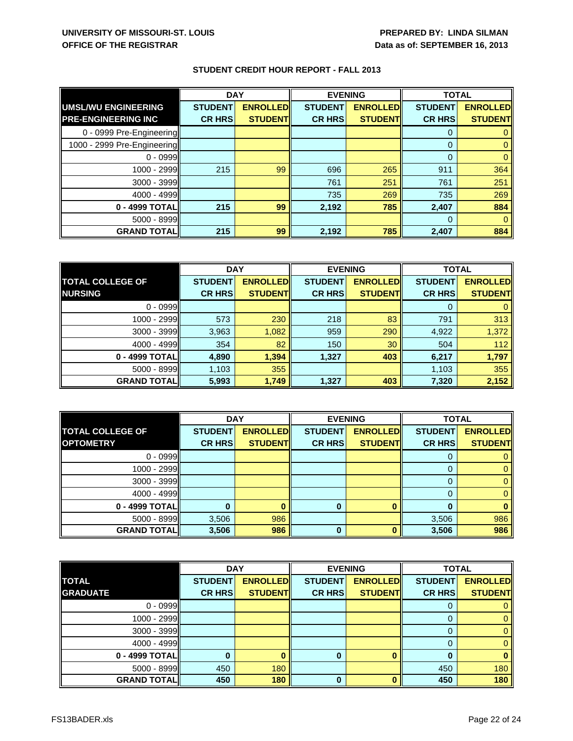UNIVERSITY OF MISSOURI-ST. LOUIS
OFFICE OF THE REGISTRAR

PREPARED BY: LINDA SILMAN
Data as of: SEPTEMBER 16, 2013

## STUDENT CREDIT HOUR REPORT - FALL 2013

| | DAY | | EVENING | | TOTAL | |
|---|---|---|---|---|---|---|
| **UMSL/WU ENGINEERING PRE-ENGINEERING INC** | **STUDENT CR HRS** | **ENROLLED STUDENT** | **STUDENT CR HRS** | **ENROLLED STUDENT** | **STUDENT CR HRS** | **ENROLLED STUDENT** |
| 0 - 0999 Pre-Engineering | | | | | 0 | 0 |
| 1000 - 2999 Pre-Engineering | | | | | 0 | 0 |
| 0 - 0999 | | | | | 0 | 0 |
| 1000 - 2999 | 215 | 99 | 696 | 265 | 911 | 364 |
| 3000 - 3999 | | | 761 | 251 | 761 | 251 |
| 4000 - 4999 | | | 735 | 269 | 735 | 269 |
| **0 - 4999 TOTAL** | **215** | **99** | **2,192** | **785** | **2,407** | **884** |
| 5000 - 8999 | | | | | 0 | 0 |
| **GRAND TOTAL** | **215** | **99** | **2,192** | **785** | **2,407** | **884** |

| | DAY | | EVENING | | TOTAL | |
|---|---|---|---|---|---|---|
| **TOTAL COLLEGE OF NURSING** | **STUDENT CR HRS** | **ENROLLED STUDENT** | **STUDENT CR HRS** | **ENROLLED STUDENT** | **STUDENT CR HRS** | **ENROLLED STUDENT** |
| 0 - 0999 | | | | | 0 | 0 |
| 1000 - 2999 | 573 | 230 | 218 | 83 | 791 | 313 |
| 3000 - 3999 | 3,963 | 1,082 | 959 | 290 | 4,922 | 1,372 |
| 4000 - 4999 | 354 | 82 | 150 | 30 | 504 | 112 |
| **0 - 4999 TOTAL** | **4,890** | **1,394** | **1,327** | **403** | **6,217** | **1,797** |
| 5000 - 8999 | 1,103 | 355 | | | 1,103 | 355 |
| **GRAND TOTAL** | **5,993** | **1,749** | **1,327** | **403** | **7,320** | **2,152** |

| | DAY | | EVENING | | TOTAL | |
|---|---|---|---|---|---|---|
| **TOTAL COLLEGE OF OPTOMETRY** | **STUDENT CR HRS** | **ENROLLED STUDENT** | **STUDENT CR HRS** | **ENROLLED STUDENT** | **STUDENT CR HRS** | **ENROLLED STUDENT** |
| 0 - 0999 | | | | | 0 | 0 |
| 1000 - 2999 | | | | | 0 | 0 |
| 3000 - 3999 | | | | | 0 | 0 |
| 4000 - 4999 | | | | | 0 | 0 |
| **0 - 4999 TOTAL** | **0** | **0** | **0** | **0** | **0** | **0** |
| 5000 - 8999 | 3,506 | 986 | | | 3,506 | 986 |
| **GRAND TOTAL** | **3,506** | **986** | **0** | **0** | **3,506** | **986** |

| | DAY | | EVENING | | TOTAL | |
|---|---|---|---|---|---|---|
| **TOTAL GRADUATE** | **STUDENT CR HRS** | **ENROLLED STUDENT** | **STUDENT CR HRS** | **ENROLLED STUDENT** | **STUDENT CR HRS** | **ENROLLED STUDENT** |
| 0 - 0999 | | | | | 0 | 0 |
| 1000 - 2999 | | | | | 0 | 0 |
| 3000 - 3999 | | | | | 0 | 0 |
| 4000 - 4999 | | | | | 0 | 0 |
| **0 - 4999 TOTAL** | **0** | **0** | **0** | **0** | **0** | **0** |
| 5000 - 8999 | 450 | 180 | | | 450 | 180 |
| **GRAND TOTAL** | **450** | **180** | **0** | **0** | **450** | **180** |

FS13BADER.xls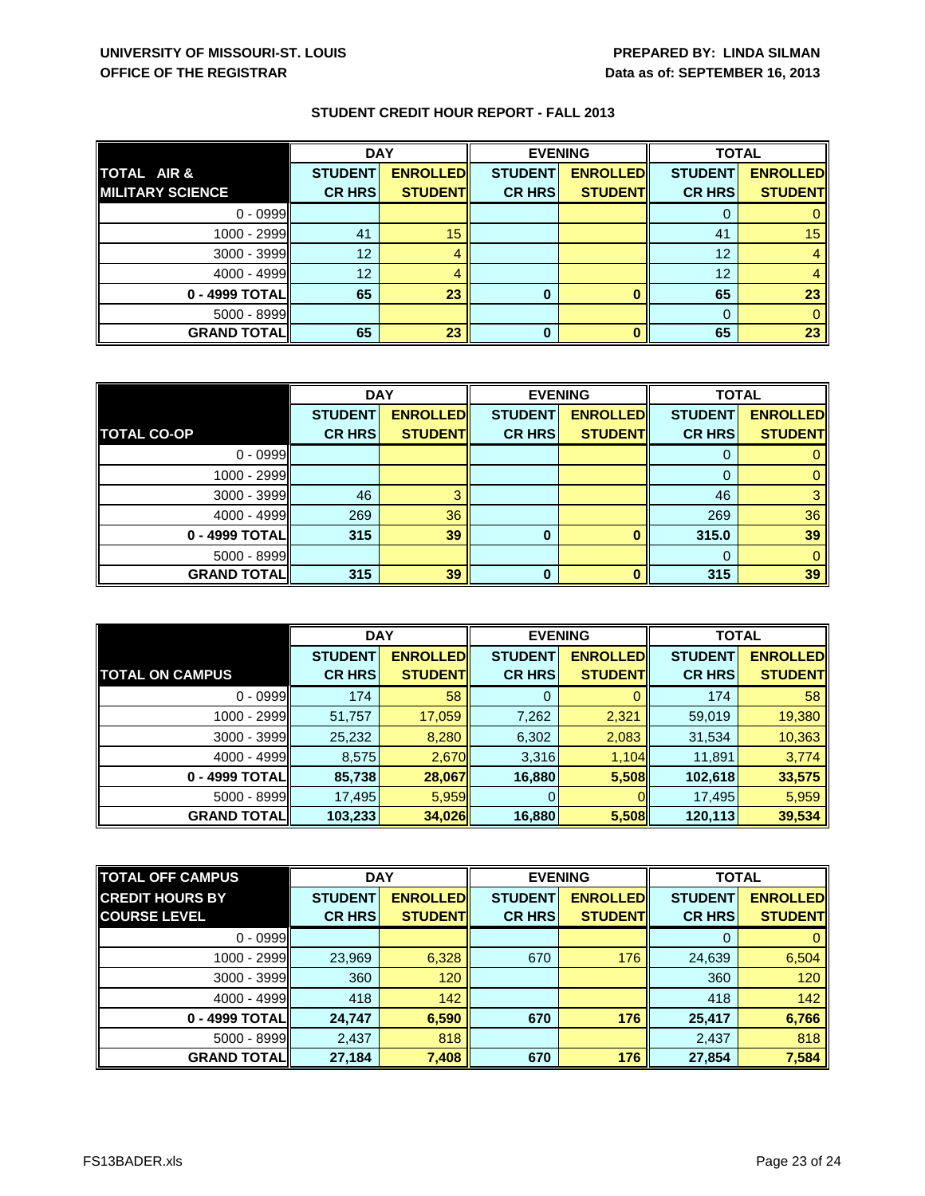UNIVERSITY OF MISSOURI-ST. LOUIS
OFFICE OF THE REGISTRAR

PREPARED BY: LINDA SILMAN
Data as of: SEPTEMBER 16, 2013

## STUDENT CREDIT HOUR REPORT - FALL 2013

| TOTAL AIR & MILITARY SCIENCE | DAY | | EVENING | | TOTAL | |
|---|---|---|---|---|---|---|
| | STUDENT CR HRS | ENROLLED STUDENT | STUDENT CR HRS | ENROLLED STUDENT | STUDENT CR HRS | ENROLLED STUDENT |
| 0 - 0999 | | | | | 0 | 0 |
| 1000 - 2999 | 41 | 15 | | | 41 | 15 |
| 3000 - 3999 | 12 | 4 | | | 12 | 4 |
| 4000 - 4999 | 12 | 4 | | | 12 | 4 |
| **0 - 4999 TOTAL** | **65** | **23** | **0** | **0** | **65** | **23** |
| 5000 - 8999 | | | | | 0 | 0 |
| **GRAND TOTAL** | **65** | **23** | **0** | **0** | **65** | **23** |

| TOTAL CO-OP | DAY | | EVENING | | TOTAL | |
|---|---|---|---|---|---|---|
| | STUDENT CR HRS | ENROLLED STUDENT | STUDENT CR HRS | ENROLLED STUDENT | STUDENT CR HRS | ENROLLED STUDENT |
| 0 - 0999 | | | | | 0 | 0 |
| 1000 - 2999 | | | | | 0 | 0 |
| 3000 - 3999 | 46 | 3 | | | 46 | 3 |
| 4000 - 4999 | 269 | 36 | | | 269 | 36 |
| **0 - 4999 TOTAL** | **315** | **39** | **0** | **0** | **315.0** | **39** |
| 5000 - 8999 | | | | | 0 | 0 |
| **GRAND TOTAL** | **315** | **39** | **0** | **0** | **315** | **39** |

| TOTAL ON CAMPUS | DAY | | EVENING | | TOTAL | |
|---|---|---|---|---|---|---|
| | STUDENT CR HRS | ENROLLED STUDENT | STUDENT CR HRS | ENROLLED STUDENT | STUDENT CR HRS | ENROLLED STUDENT |
| 0 - 0999 | 174 | 58 | 0 | 0 | 174 | 58 |
| 1000 - 2999 | 51,757 | 17,059 | 7,262 | 2,321 | 59,019 | 19,380 |
| 3000 - 3999 | 25,232 | 8,280 | 6,302 | 2,083 | 31,534 | 10,363 |
| 4000 - 4999 | 8,575 | 2,670 | 3,316 | 1,104 | 11,891 | 3,774 |
| **0 - 4999 TOTAL** | **85,738** | **28,067** | **16,880** | **5,508** | **102,618** | **33,575** |
| 5000 - 8999 | 17,495 | 5,959 | 0 | 0 | 17,495 | 5,959 |
| **GRAND TOTAL** | **103,233** | **34,026** | **16,880** | **5,508** | **120,113** | **39,534** |

| TOTAL OFF CAMPUS CREDIT HOURS BY COURSE LEVEL | DAY | | EVENING | | TOTAL | |
|---|---|---|---|---|---|---|
| | STUDENT CR HRS | ENROLLED STUDENT | STUDENT CR HRS | ENROLLED STUDENT | STUDENT CR HRS | ENROLLED STUDENT |
| 0 - 0999 | | | | | 0 | 0 |
| 1000 - 2999 | 23,969 | 6,328 | 670 | 176 | 24,639 | 6,504 |
| 3000 - 3999 | 360 | 120 | | | 360 | 120 |
| 4000 - 4999 | 418 | 142 | | | 418 | 142 |
| **0 - 4999 TOTAL** | **24,747** | **6,590** | **670** | **176** | **25,417** | **6,766** |
| 5000 - 8999 | 2,437 | 818 | | | 2,437 | 818 |
| **GRAND TOTAL** | **27,184** | **7,408** | **670** | **176** | **27,854** | **7,584** |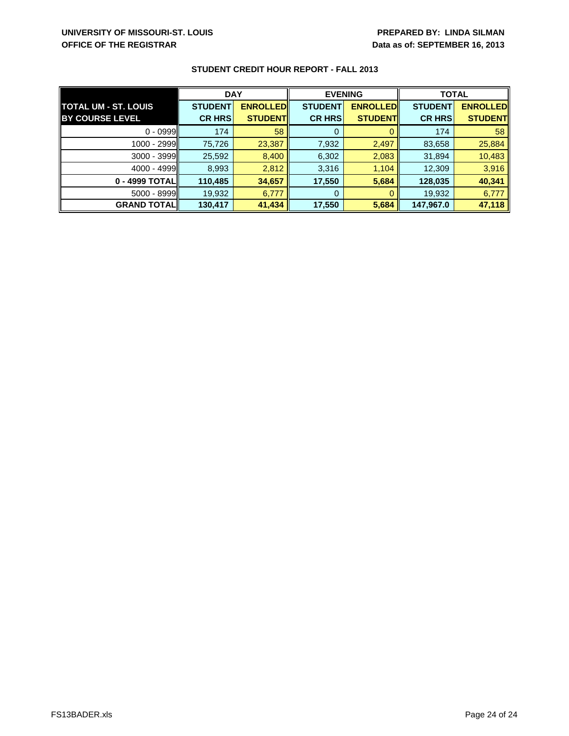UNIVERSITY OF MISSOURI-ST. LOUIS
OFFICE OF THE REGISTRAR

PREPARED BY: LINDA SILMAN
Data as of: SEPTEMBER 16, 2013

## STUDENT CREDIT HOUR REPORT - FALL 2013

| | DAY | | EVENING | | TOTAL | |
|---|---|---|---|---|---|---|
| **TOTAL UM - ST. LOUIS BY COURSE LEVEL** | **STUDENT CR HRS** | **ENROLLED STUDENT** | **STUDENT CR HRS** | **ENROLLED STUDENT** | **STUDENT CR HRS** | **ENROLLED STUDENT** |
| 0 - 0999 | 174 | 58 | 0 | 0 | 174 | 58 |
| 1000 - 2999 | 75,726 | 23,387 | 7,932 | 2,497 | 83,658 | 25,884 |
| 3000 - 3999 | 25,592 | 8,400 | 6,302 | 2,083 | 31,894 | 10,483 |
| 4000 - 4999 | 8,993 | 2,812 | 3,316 | 1,104 | 12,309 | 3,916 |
| **0 - 4999 TOTAL** | **110,485** | **34,657** | **17,550** | **5,684** | **128,035** | **40,341** |
| 5000 - 8999 | 19,932 | 6,777 | 0 | 0 | 19,932 | 6,777 |
| **GRAND TOTAL** | **130,417** | **41,434** | **17,550** | **5,684** | **147,967.0** | **47,118** |

FS13BADER.xls